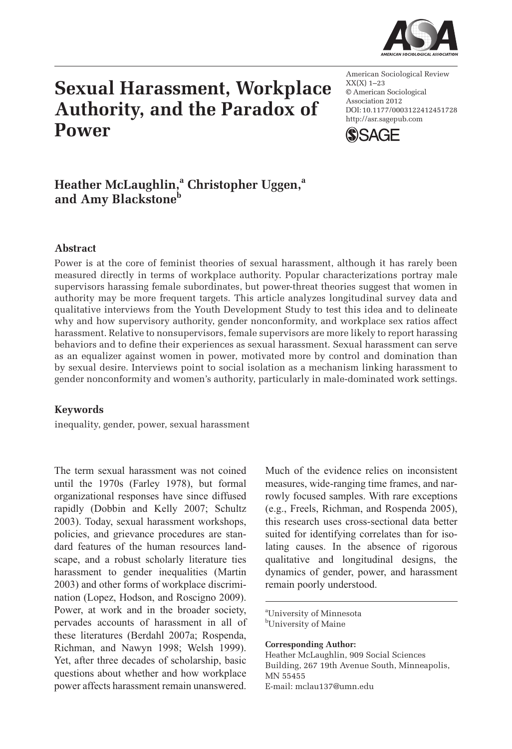# Sexual Harassment, Workplace Authority, and the Paradox of Power

American Sociological Review
XX(X) 1–23
© American Sociological Association 2012
DOI: 10.1177/0003122412451728
http://asr.sagepub.com

**Heather McLaughlin,[a] Christopher Uggen,[a] and Amy Blackstone[b]**

## Abstract

Power is at the core of feminist theories of sexual harassment, although it has rarely been measured directly in terms of workplace authority. Popular characterizations portray male supervisors harassing female subordinates, but power-threat theories suggest that women in authority may be more frequent targets. This article analyzes longitudinal survey data and qualitative interviews from the Youth Development Study to test this idea and to delineate why and how supervisory authority, gender nonconformity, and workplace sex ratios affect harassment. Relative to nonsupervisors, female supervisors are more likely to report harassing behaviors and to define their experiences as sexual harassment. Sexual harassment can serve as an equalizer against women in power, motivated more by control and domination than by sexual desire. Interviews point to social isolation as a mechanism linking harassment to gender nonconformity and women's authority, particularly in male-dominated work settings.

## Keywords

inequality, gender, power, sexual harassment

The term sexual harassment was not coined until the 1970s (Farley 1978), but formal organizational responses have since diffused rapidly (Dobbin and Kelly 2007; Schultz 2003). Today, sexual harassment workshops, policies, and grievance procedures are standard features of the human resources landscape, and a robust scholarly literature ties harassment to gender inequalities (Martin 2003) and other forms of workplace discrimination (Lopez, Hodson, and Roscigno 2009). Power, at work and in the broader society, pervades accounts of harassment in all of these literatures (Berdahl 2007a; Rospenda, Richman, and Nawyn 1998; Welsh 1999). Yet, after three decades of scholarship, basic questions about whether and how workplace power affects harassment remain unanswered. Much of the evidence relies on inconsistent measures, wide-ranging time frames, and narrowly focused samples. With rare exceptions (e.g., Freels, Richman, and Rospenda 2005), this research uses cross-sectional data better suited for identifying correlates than for isolating causes. In the absence of rigorous qualitative and longitudinal designs, the dynamics of gender, power, and harassment remain poorly understood.

[a]University of Minnesota
[b]University of Maine

**Corresponding Author:**
Heather McLaughlin, 909 Social Sciences Building, 267 19th Avenue South, Minneapolis, MN 55455
E-mail: mclau137@umn.edu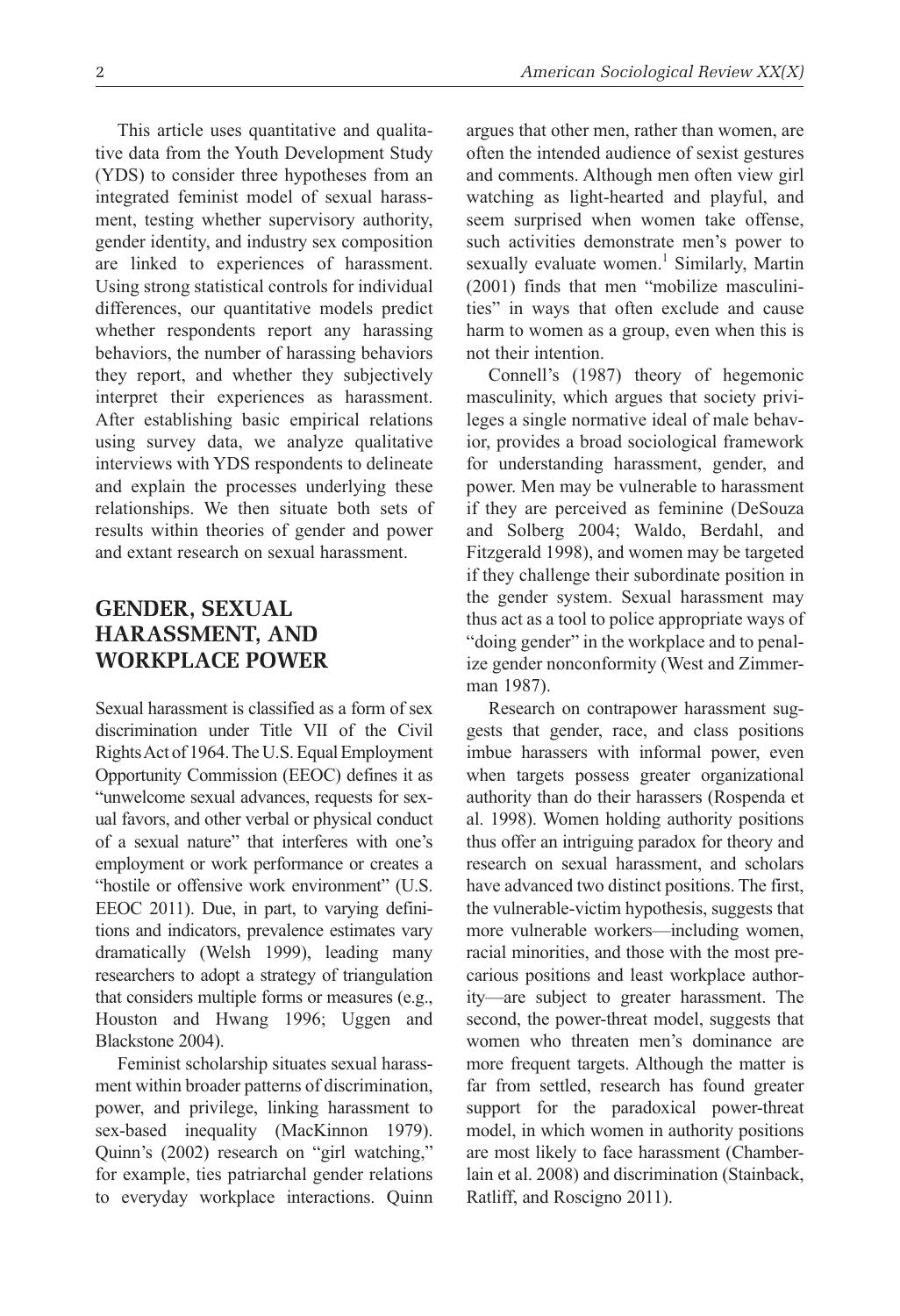This article uses quantitative and qualitative data from the Youth Development Study (YDS) to consider three hypotheses from an integrated feminist model of sexual harassment, testing whether supervisory authority, gender identity, and industry sex composition are linked to experiences of harassment. Using strong statistical controls for individual differences, our quantitative models predict whether respondents report any harassing behaviors, the number of harassing behaviors they report, and whether they subjectively interpret their experiences as harassment. After establishing basic empirical relations using survey data, we analyze qualitative interviews with YDS respondents to delineate and explain the processes underlying these relationships. We then situate both sets of results within theories of gender and power and extant research on sexual harassment.

## GENDER, SEXUAL HARASSMENT, AND WORKPLACE POWER

Sexual harassment is classified as a form of sex discrimination under Title VII of the Civil Rights Act of 1964. The U.S. Equal Employment Opportunity Commission (EEOC) defines it as "unwelcome sexual advances, requests for sexual favors, and other verbal or physical conduct of a sexual nature" that interferes with one's employment or work performance or creates a "hostile or offensive work environment" (U.S. EEOC 2011). Due, in part, to varying definitions and indicators, prevalence estimates vary dramatically (Welsh 1999), leading many researchers to adopt a strategy of triangulation that considers multiple forms or measures (e.g., Houston and Hwang 1996; Uggen and Blackstone 2004).

Feminist scholarship situates sexual harassment within broader patterns of discrimination, power, and privilege, linking harassment to sex-based inequality (MacKinnon 1979). Quinn's (2002) research on "girl watching," for example, ties patriarchal gender relations to everyday workplace interactions. Quinn argues that other men, rather than women, are often the intended audience of sexist gestures and comments. Although men often view girl watching as light-hearted and playful, and seem surprised when women take offense, such activities demonstrate men's power to sexually evaluate women.[1] Similarly, Martin (2001) finds that men "mobilize masculinities" in ways that often exclude and cause harm to women as a group, even when this is not their intention.

Connell's (1987) theory of hegemonic masculinity, which argues that society privileges a single normative ideal of male behavior, provides a broad sociological framework for understanding harassment, gender, and power. Men may be vulnerable to harassment if they are perceived as feminine (DeSouza and Solberg 2004; Waldo, Berdahl, and Fitzgerald 1998), and women may be targeted if they challenge their subordinate position in the gender system. Sexual harassment may thus act as a tool to police appropriate ways of "doing gender" in the workplace and to penalize gender nonconformity (West and Zimmerman 1987).

Research on contrapower harassment suggests that gender, race, and class positions imbue harassers with informal power, even when targets possess greater organizational authority than do their harassers (Rospenda et al. 1998). Women holding authority positions thus offer an intriguing paradox for theory and research on sexual harassment, and scholars have advanced two distinct positions. The first, the vulnerable-victim hypothesis, suggests that more vulnerable workers—including women, racial minorities, and those with the most precarious positions and least workplace authority—are subject to greater harassment. The second, the power-threat model, suggests that women who threaten men's dominance are more frequent targets. Although the matter is far from settled, research has found greater support for the paradoxical power-threat model, in which women in authority positions are most likely to face harassment (Chamberlain et al. 2008) and discrimination (Stainback, Ratliff, and Roscigno 2011).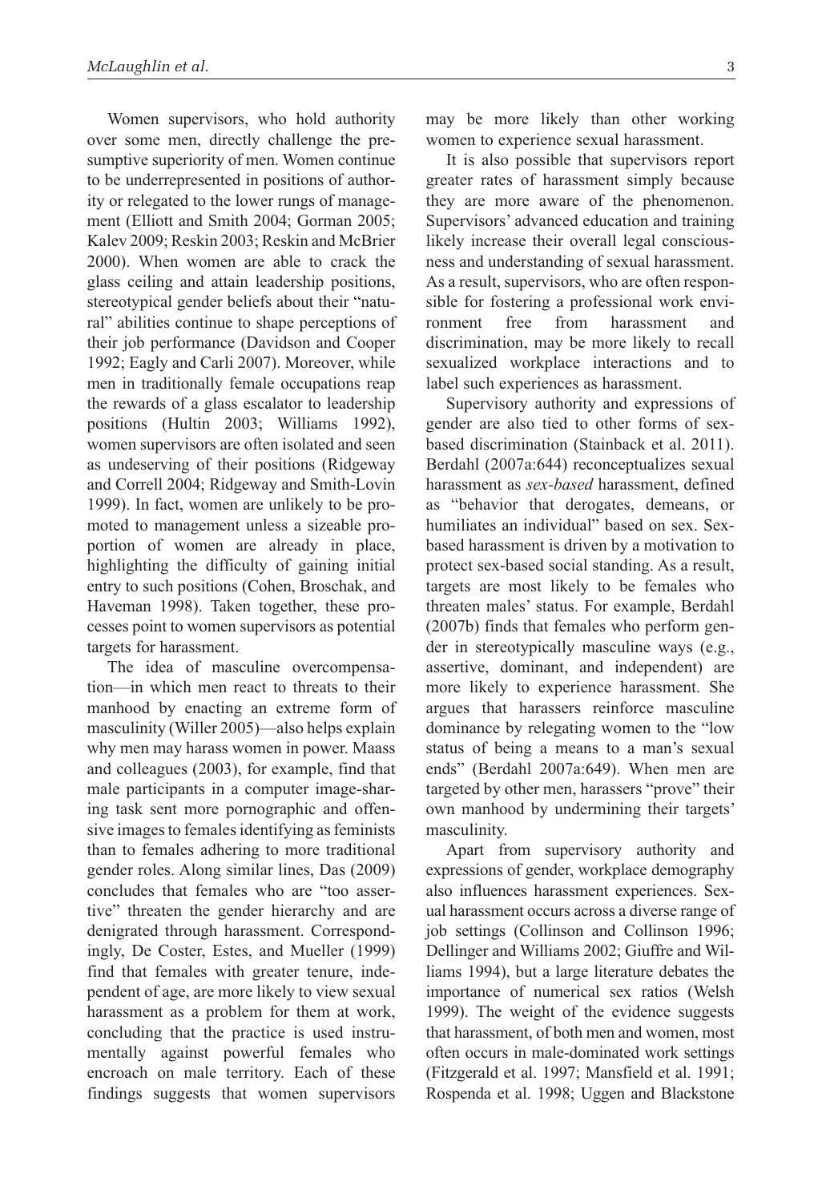Women supervisors, who hold authority over some men, directly challenge the presumptive superiority of men. Women continue to be underrepresented in positions of authority or relegated to the lower rungs of management (Elliott and Smith 2004; Gorman 2005; Kalev 2009; Reskin 2003; Reskin and McBrier 2000). When women are able to crack the glass ceiling and attain leadership positions, stereotypical gender beliefs about their "natural" abilities continue to shape perceptions of their job performance (Davidson and Cooper 1992; Eagly and Carli 2007). Moreover, while men in traditionally female occupations reap the rewards of a glass escalator to leadership positions (Hultin 2003; Williams 1992), women supervisors are often isolated and seen as undeserving of their positions (Ridgeway and Correll 2004; Ridgeway and Smith-Lovin 1999). In fact, women are unlikely to be promoted to management unless a sizeable proportion of women are already in place, highlighting the difficulty of gaining initial entry to such positions (Cohen, Broschak, and Haveman 1998). Taken together, these processes point to women supervisors as potential targets for harassment.

The idea of masculine overcompensation—in which men react to threats to their manhood by enacting an extreme form of masculinity (Willer 2005)—also helps explain why men may harass women in power. Maass and colleagues (2003), for example, find that male participants in a computer image-sharing task sent more pornographic and offensive images to females identifying as feminists than to females adhering to more traditional gender roles. Along similar lines, Das (2009) concludes that females who are "too assertive" threaten the gender hierarchy and are denigrated through harassment. Correspondingly, De Coster, Estes, and Mueller (1999) find that females with greater tenure, independent of age, are more likely to view sexual harassment as a problem for them at work, concluding that the practice is used instrumentally against powerful females who encroach on male territory. Each of these findings suggests that women supervisors may be more likely than other working women to experience sexual harassment.

It is also possible that supervisors report greater rates of harassment simply because they are more aware of the phenomenon. Supervisors' advanced education and training likely increase their overall legal consciousness and understanding of sexual harassment. As a result, supervisors, who are often responsible for fostering a professional work environment free from harassment and discrimination, may be more likely to recall sexualized workplace interactions and to label such experiences as harassment.

Supervisory authority and expressions of gender are also tied to other forms of sex-based discrimination (Stainback et al. 2011). Berdahl (2007a:644) reconceptualizes sexual harassment as *sex-based* harassment, defined as "behavior that derogates, demeans, or humiliates an individual" based on sex. Sex-based harassment is driven by a motivation to protect sex-based social standing. As a result, targets are most likely to be females who threaten males' status. For example, Berdahl (2007b) finds that females who perform gender in stereotypically masculine ways (e.g., assertive, dominant, and independent) are more likely to experience harassment. She argues that harassers reinforce masculine dominance by relegating women to the "low status of being a means to a man's sexual ends" (Berdahl 2007a:649). When men are targeted by other men, harassers "prove" their own manhood by undermining their targets' masculinity.

Apart from supervisory authority and expressions of gender, workplace demography also influences harassment experiences. Sexual harassment occurs across a diverse range of job settings (Collinson and Collinson 1996; Dellinger and Williams 2002; Giuffre and Williams 1994), but a large literature debates the importance of numerical sex ratios (Welsh 1999). The weight of the evidence suggests that harassment, of both men and women, most often occurs in male-dominated work settings (Fitzgerald et al. 1997; Mansfield et al. 1991; Rospenda et al. 1998; Uggen and Blackstone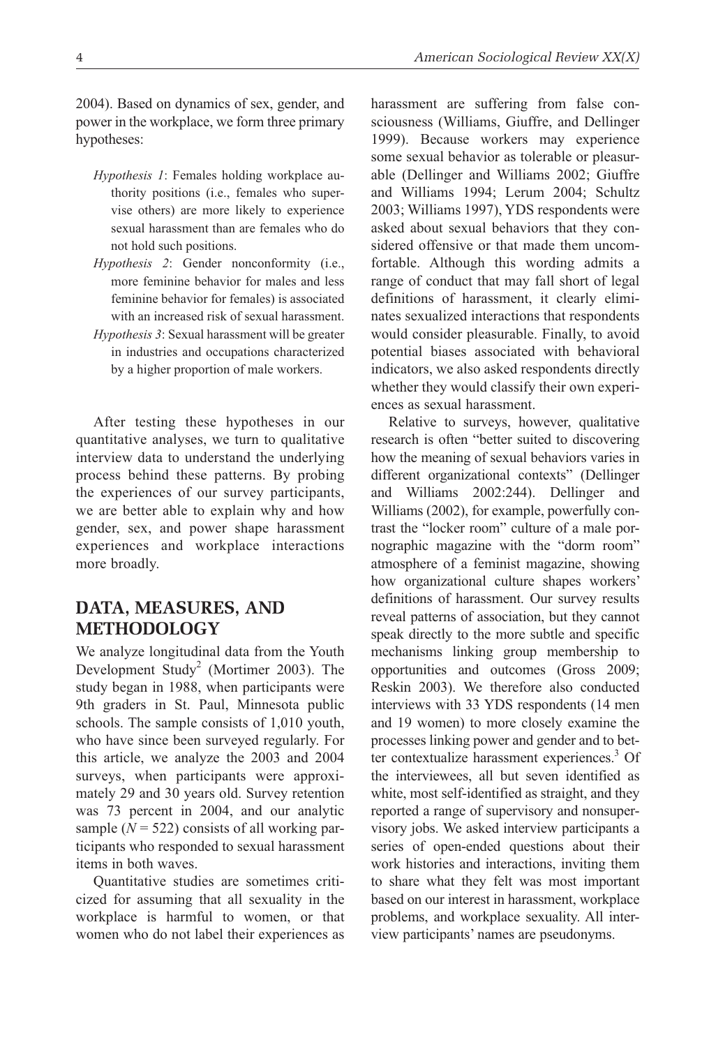2004). Based on dynamics of sex, gender, and power in the workplace, we form three primary hypotheses:

- *Hypothesis 1*: Females holding workplace authority positions (i.e., females who supervise others) are more likely to experience sexual harassment than are females who do not hold such positions.
- *Hypothesis 2*: Gender nonconformity (i.e., more feminine behavior for males and less feminine behavior for females) is associated with an increased risk of sexual harassment.
- *Hypothesis 3*: Sexual harassment will be greater in industries and occupations characterized by a higher proportion of male workers.

After testing these hypotheses in our quantitative analyses, we turn to qualitative interview data to understand the underlying process behind these patterns. By probing the experiences of our survey participants, we are better able to explain why and how gender, sex, and power shape harassment experiences and workplace interactions more broadly.

## DATA, MEASURES, AND METHODOLOGY

We analyze longitudinal data from the Youth Development Study[2] (Mortimer 2003). The study began in 1988, when participants were 9th graders in St. Paul, Minnesota public schools. The sample consists of 1,010 youth, who have since been surveyed regularly. For this article, we analyze the 2003 and 2004 surveys, when participants were approximately 29 and 30 years old. Survey retention was 73 percent in 2004, and our analytic sample ($N = 522$) consists of all working participants who responded to sexual harassment items in both waves.

Quantitative studies are sometimes criticized for assuming that all sexuality in the workplace is harmful to women, or that women who do not label their experiences as harassment are suffering from false consciousness (Williams, Giuffre, and Dellinger 1999). Because workers may experience some sexual behavior as tolerable or pleasurable (Dellinger and Williams 2002; Giuffre and Williams 1994; Lerum 2004; Schultz 2003; Williams 1997), YDS respondents were asked about sexual behaviors that they considered offensive or that made them uncomfortable. Although this wording admits a range of conduct that may fall short of legal definitions of harassment, it clearly eliminates sexualized interactions that respondents would consider pleasurable. Finally, to avoid potential biases associated with behavioral indicators, we also asked respondents directly whether they would classify their own experiences as sexual harassment.

Relative to surveys, however, qualitative research is often "better suited to discovering how the meaning of sexual behaviors varies in different organizational contexts" (Dellinger and Williams 2002:244). Dellinger and Williams (2002), for example, powerfully contrast the "locker room" culture of a male pornographic magazine with the "dorm room" atmosphere of a feminist magazine, showing how organizational culture shapes workers' definitions of harassment. Our survey results reveal patterns of association, but they cannot speak directly to the more subtle and specific mechanisms linking group membership to opportunities and outcomes (Gross 2009; Reskin 2003). We therefore also conducted interviews with 33 YDS respondents (14 men and 19 women) to more closely examine the processes linking power and gender and to better contextualize harassment experiences.[3] Of the interviewees, all but seven identified as white, most self-identified as straight, and they reported a range of supervisory and nonsupervisory jobs. We asked interview participants a series of open-ended questions about their work histories and interactions, inviting them to share what they felt was most important based on our interest in harassment, workplace problems, and workplace sexuality. All interview participants' names are pseudonyms.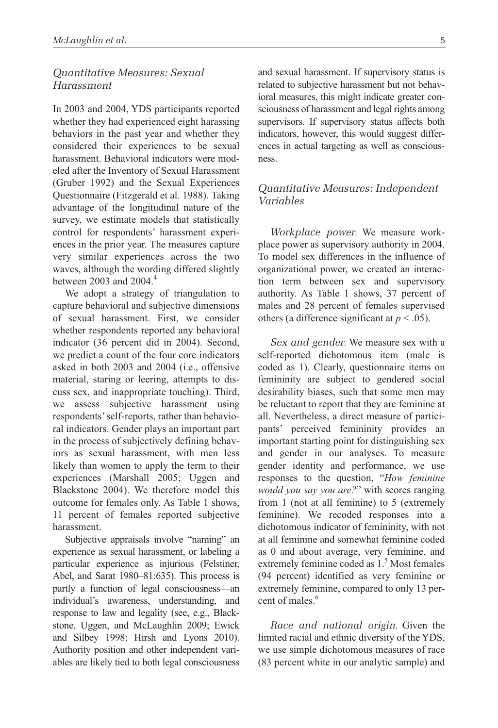### *Quantitative Measures: Sexual Harassment*

In 2003 and 2004, YDS participants reported whether they had experienced eight harassing behaviors in the past year and whether they considered their experiences to be sexual harassment. Behavioral indicators were modeled after the Inventory of Sexual Harassment (Gruber 1992) and the Sexual Experiences Questionnaire (Fitzgerald et al. 1988). Taking advantage of the longitudinal nature of the survey, we estimate models that statistically control for respondents' harassment experiences in the prior year. The measures capture very similar experiences across the two waves, although the wording differed slightly between 2003 and 2004.[4]

We adopt a strategy of triangulation to capture behavioral and subjective dimensions of sexual harassment. First, we consider whether respondents reported any behavioral indicator (36 percent did in 2004). Second, we predict a count of the four core indicators asked in both 2003 and 2004 (i.e., offensive material, staring or leering, attempts to discuss sex, and inappropriate touching). Third, we assess subjective harassment using respondents' self-reports, rather than behavioral indicators. Gender plays an important part in the process of subjectively defining behaviors as sexual harassment, with men less likely than women to apply the term to their experiences (Marshall 2005; Uggen and Blackstone 2004). We therefore model this outcome for females only. As Table 1 shows, 11 percent of females reported subjective harassment.

Subjective appraisals involve "naming" an experience as sexual harassment, or labeling a particular experience as injurious (Felstiner, Abel, and Sarat 1980–81:635). This process is partly a function of legal consciousness—an individual's awareness, understanding, and response to law and legality (see, e.g., Blackstone, Uggen, and McLaughlin 2009; Ewick and Silbey 1998; Hirsh and Lyons 2010). Authority position and other independent variables are likely tied to both legal consciousness and sexual harassment. If supervisory status is related to subjective harassment but not behavioral measures, this might indicate greater consciousness of harassment and legal rights among supervisors. If supervisory status affects both indicators, however, this would suggest differences in actual targeting as well as consciousness.

### *Quantitative Measures: Independent Variables*

*Workplace power.* We measure workplace power as supervisory authority in 2004. To model sex differences in the influence of organizational power, we created an interaction term between sex and supervisory authority. As Table 1 shows, 37 percent of males and 28 percent of females supervised others (a difference significant at $p < .05$).

*Sex and gender.* We measure sex with a self-reported dichotomous item (male is coded as 1). Clearly, questionnaire items on femininity are subject to gendered social desirability biases, such that some men may be reluctant to report that they are feminine at all. Nevertheless, a direct measure of participants' perceived femininity provides an important starting point for distinguishing sex and gender in our analyses. To measure gender identity and performance, we use responses to the question, "*How feminine would you say you are?*" with scores ranging from 1 (not at all feminine) to 5 (extremely feminine). We recoded responses into a dichotomous indicator of femininity, with not at all feminine and somewhat feminine coded as 0 and about average, very feminine, and extremely feminine coded as 1.[5] Most females (94 percent) identified as very feminine or extremely feminine, compared to only 13 percent of males.[6]

*Race and national origin.* Given the limited racial and ethnic diversity of the YDS, we use simple dichotomous measures of race (83 percent white in our analytic sample) and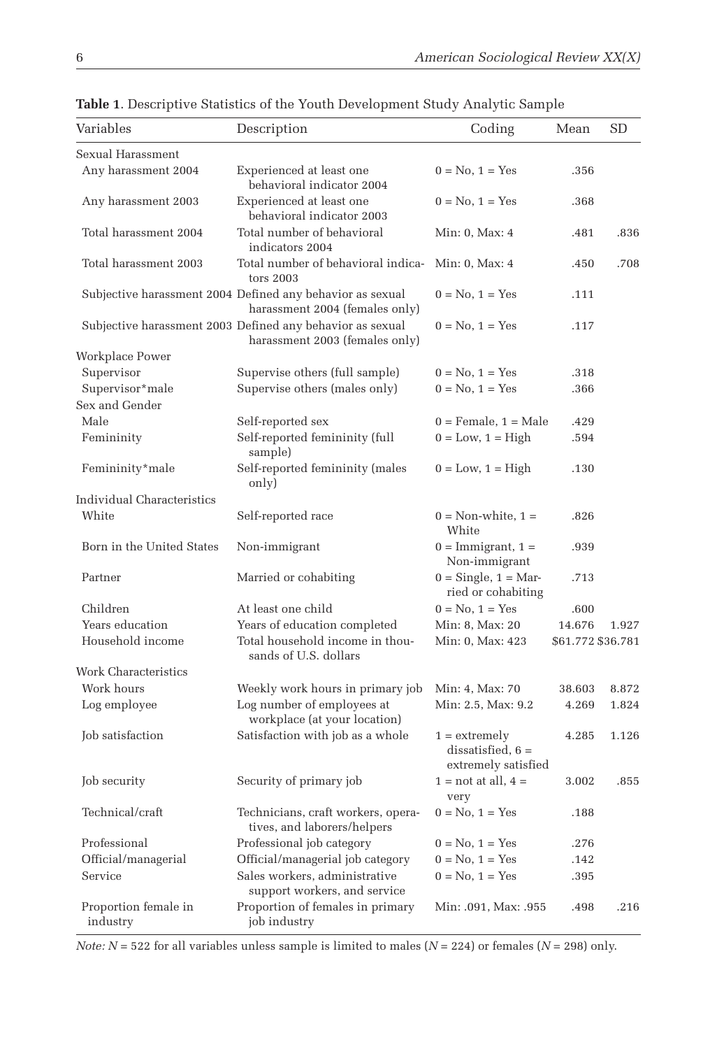**Table 1**. Descriptive Statistics of the Youth Development Study Analytic Sample

| Variables | Description | Coding | Mean | SD |
|---|---|---|---|---|
| Sexual Harassment | | | | |
| Any harassment 2004 | Experienced at least one behavioral indicator 2004 | 0 = No, 1 = Yes | .356 | |
| Any harassment 2003 | Experienced at least one behavioral indicator 2003 | 0 = No, 1 = Yes | .368 | |
| Total harassment 2004 | Total number of behavioral indicators 2004 | Min: 0, Max: 4 | .481 | .836 |
| Total harassment 2003 | Total number of behavioral indicators 2003 | Min: 0, Max: 4 | .450 | .708 |
| Subjective harassment 2004 | Defined any behavior as sexual harassment 2004 (females only) | 0 = No, 1 = Yes | .111 | |
| Subjective harassment 2003 | Defined any behavior as sexual harassment 2003 (females only) | 0 = No, 1 = Yes | .117 | |
| Workplace Power | | | | |
| Supervisor | Supervise others (full sample) | 0 = No, 1 = Yes | .318 | |
| Supervisor*male | Supervise others (males only) | 0 = No, 1 = Yes | .366 | |
| Sex and Gender | | | | |
| Male | Self-reported sex | 0 = Female, 1 = Male | .429 | |
| Femininity | Self-reported femininity (full sample) | 0 = Low, 1 = High | .594 | |
| Femininity*male | Self-reported femininity (males only) | 0 = Low, 1 = High | .130 | |
| Individual Characteristics | | | | |
| White | Self-reported race | 0 = Non-white, 1 = White | .826 | |
| Born in the United States | Non-immigrant | 0 = Immigrant, 1 = Non-immigrant | .939 | |
| Partner | Married or cohabiting | 0 = Single, 1 = Married or cohabiting | .713 | |
| Children | At least one child | 0 = No, 1 = Yes | .600 | |
| Years education | Years of education completed | Min: 8, Max: 20 | 14.676 | 1.927 |
| Household income | Total household income in thousands of U.S. dollars | Min: 0, Max: 423 | $61.772 | $36.781 |
| Work Characteristics | | | | |
| Work hours | Weekly work hours in primary job | Min: 4, Max: 70 | 38.603 | 8.872 |
| Log employee | Log number of employees at workplace (at your location) | Min: 2.5, Max: 9.2 | 4.269 | 1.824 |
| Job satisfaction | Satisfaction with job as a whole | 1 = extremely dissatisfied, 6 = extremely satisfied | 4.285 | 1.126 |
| Job security | Security of primary job | 1 = not at all, 4 = very | 3.002 | .855 |
| Technical/craft | Technicians, craft workers, operatives, and laborers/helpers | 0 = No, 1 = Yes | .188 | |
| Professional | Professional job category | 0 = No, 1 = Yes | .276 | |
| Official/managerial | Official/managerial job category | 0 = No, 1 = Yes | .142 | |
| Service | Sales workers, administrative support workers, and service | 0 = No, 1 = Yes | .395 | |
| Proportion female in industry | Proportion of females in primary job industry | Min: .091, Max: .955 | .498 | .216 |

*Note:* $N = 522$ for all variables unless sample is limited to males ($N = 224$) or females ($N = 298$) only.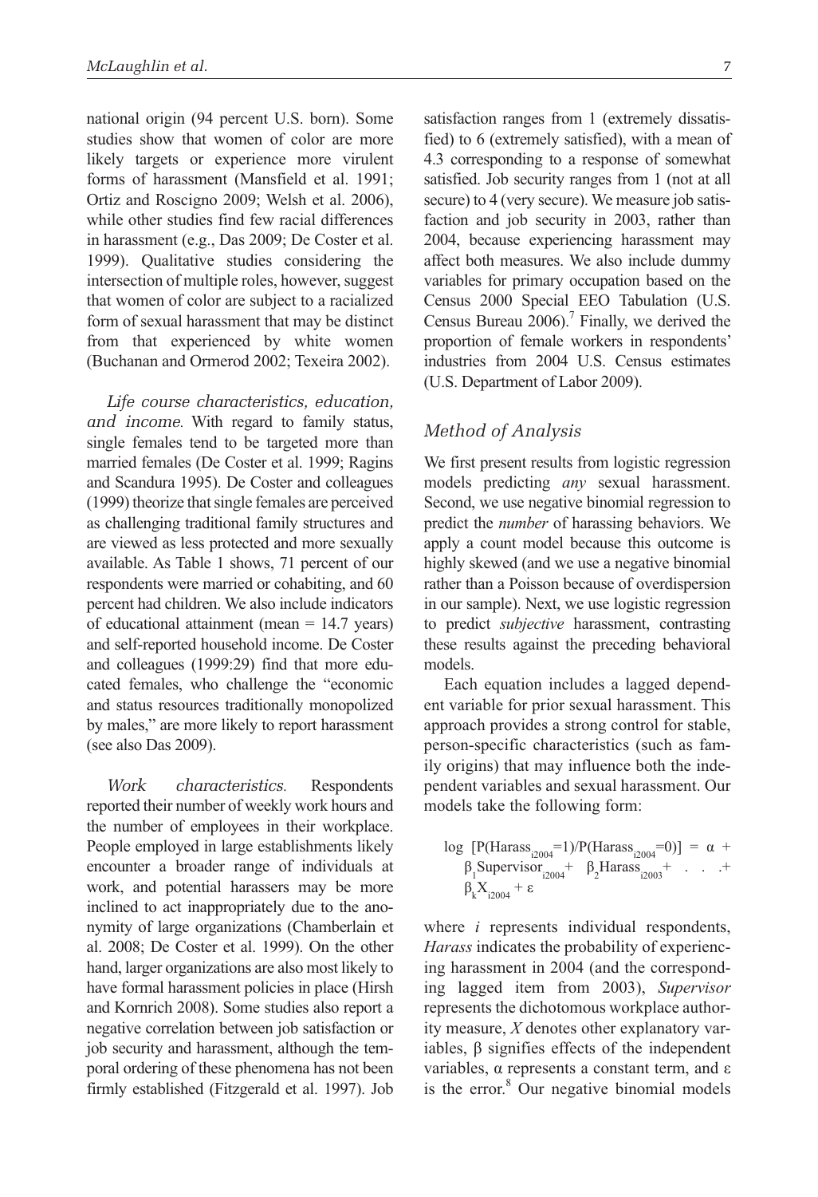national origin (94 percent U.S. born). Some studies show that women of color are more likely targets or experience more virulent forms of harassment (Mansfield et al. 1991; Ortiz and Roscigno 2009; Welsh et al. 2006), while other studies find few racial differences in harassment (e.g., Das 2009; De Coster et al. 1999). Qualitative studies considering the intersection of multiple roles, however, suggest that women of color are subject to a racialized form of sexual harassment that may be distinct from that experienced by white women (Buchanan and Ormerod 2002; Texeira 2002).

*Life course characteristics, education, and income.* With regard to family status, single females tend to be targeted more than married females (De Coster et al. 1999; Ragins and Scandura 1995). De Coster and colleagues (1999) theorize that single females are perceived as challenging traditional family structures and are viewed as less protected and more sexually available. As Table 1 shows, 71 percent of our respondents were married or cohabiting, and 60 percent had children. We also include indicators of educational attainment (mean = 14.7 years) and self-reported household income. De Coster and colleagues (1999:29) find that more educated females, who challenge the "economic and status resources traditionally monopolized by males," are more likely to report harassment (see also Das 2009).

*Work characteristics.* Respondents reported their number of weekly work hours and the number of employees in their workplace. People employed in large establishments likely encounter a broader range of individuals at work, and potential harassers may be more inclined to act inappropriately due to the anonymity of large organizations (Chamberlain et al. 2008; De Coster et al. 1999). On the other hand, larger organizations are also most likely to have formal harassment policies in place (Hirsh and Kornrich 2008). Some studies also report a negative correlation between job satisfaction or job security and harassment, although the temporal ordering of these phenomena has not been firmly established (Fitzgerald et al. 1997). Job satisfaction ranges from 1 (extremely dissatisfied) to 6 (extremely satisfied), with a mean of 4.3 corresponding to a response of somewhat satisfied. Job security ranges from 1 (not at all secure) to 4 (very secure). We measure job satisfaction and job security in 2003, rather than 2004, because experiencing harassment may affect both measures. We also include dummy variables for primary occupation based on the Census 2000 Special EEO Tabulation (U.S. Census Bureau 2006).[7] Finally, we derived the proportion of female workers in respondents' industries from 2004 U.S. Census estimates (U.S. Department of Labor 2009).

## Method of Analysis

We first present results from logistic regression models predicting *any* sexual harassment. Second, we use negative binomial regression to predict the *number* of harassing behaviors. We apply a count model because this outcome is highly skewed (and we use a negative binomial rather than a Poisson because of overdispersion in our sample). Next, we use logistic regression to predict *subjective* harassment, contrasting these results against the preceding behavioral models.

Each equation includes a lagged dependent variable for prior sexual harassment. This approach provides a strong control for stable, person-specific characteristics (such as family origins) that may influence both the independent variables and sexual harassment. Our models take the following form:

$$\log\ [P(\text{Harass}_{i2004}=1)/P(\text{Harass}_{i2004}=0)] = \alpha + \beta_1 \text{Supervisor}_{i2004} + \beta_2 \text{Harass}_{i2003} + \ldots + \beta_k X_{i2004} + \varepsilon$$

where *i* represents individual respondents, *Harass* indicates the probability of experiencing harassment in 2004 (and the corresponding lagged item from 2003), *Supervisor* represents the dichotomous workplace authority measure, *X* denotes other explanatory variables, β signifies effects of the independent variables, α represents a constant term, and ε is the error.[8] Our negative binomial models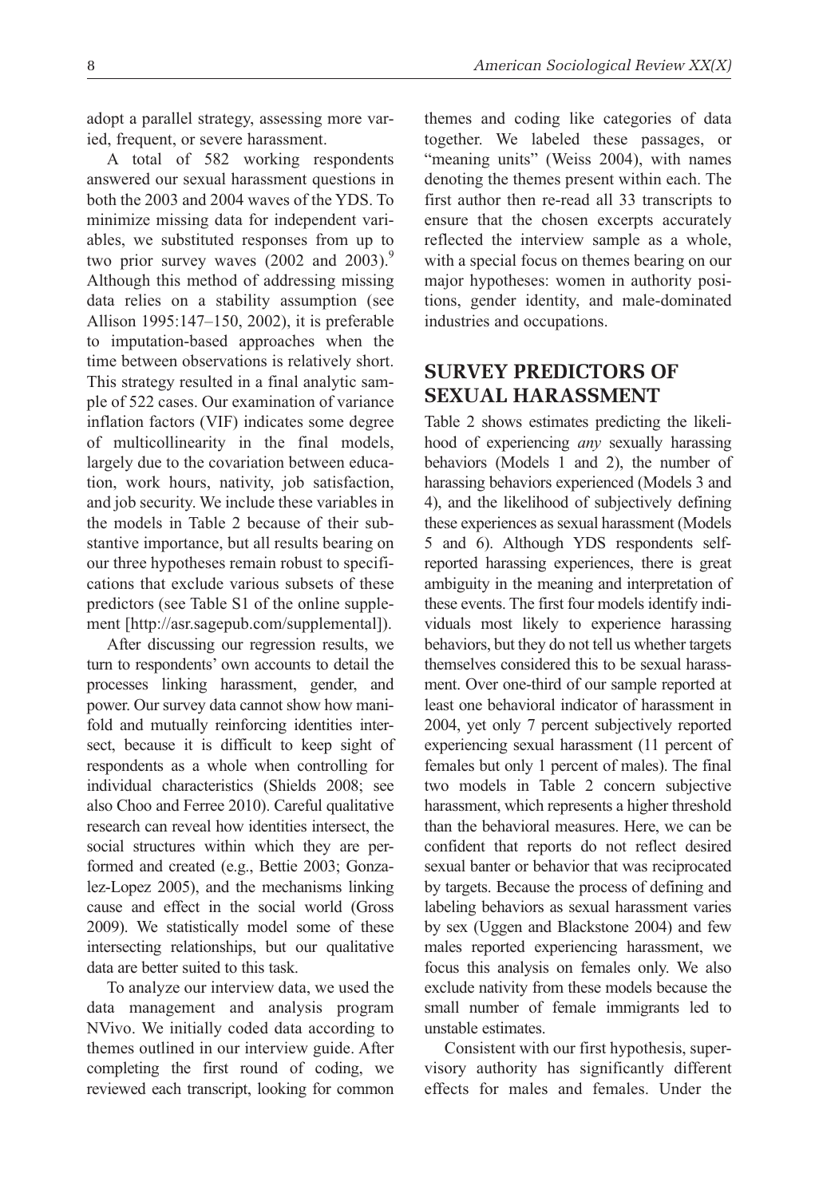adopt a parallel strategy, assessing more varied, frequent, or severe harassment.

A total of 582 working respondents answered our sexual harassment questions in both the 2003 and 2004 waves of the YDS. To minimize missing data for independent variables, we substituted responses from up to two prior survey waves (2002 and 2003).[9] Although this method of addressing missing data relies on a stability assumption (see Allison 1995:147–150, 2002), it is preferable to imputation-based approaches when the time between observations is relatively short. This strategy resulted in a final analytic sample of 522 cases. Our examination of variance inflation factors (VIF) indicates some degree of multicollinearity in the final models, largely due to the covariation between education, work hours, nativity, job satisfaction, and job security. We include these variables in the models in Table 2 because of their substantive importance, but all results bearing on our three hypotheses remain robust to specifications that exclude various subsets of these predictors (see Table S1 of the online supplement [http://asr.sagepub.com/supplemental]).

After discussing our regression results, we turn to respondents' own accounts to detail the processes linking harassment, gender, and power. Our survey data cannot show how manifold and mutually reinforcing identities intersect, because it is difficult to keep sight of respondents as a whole when controlling for individual characteristics (Shields 2008; see also Choo and Ferree 2010). Careful qualitative research can reveal how identities intersect, the social structures within which they are performed and created (e.g., Bettie 2003; Gonzalez-Lopez 2005), and the mechanisms linking cause and effect in the social world (Gross 2009). We statistically model some of these intersecting relationships, but our qualitative data are better suited to this task.

To analyze our interview data, we used the data management and analysis program NVivo. We initially coded data according to themes outlined in our interview guide. After completing the first round of coding, we reviewed each transcript, looking for common themes and coding like categories of data together. We labeled these passages, or "meaning units" (Weiss 2004), with names denoting the themes present within each. The first author then re-read all 33 transcripts to ensure that the chosen excerpts accurately reflected the interview sample as a whole, with a special focus on themes bearing on our major hypotheses: women in authority positions, gender identity, and male-dominated industries and occupations.

## SURVEY PREDICTORS OF SEXUAL HARASSMENT

Table 2 shows estimates predicting the likelihood of experiencing *any* sexually harassing behaviors (Models 1 and 2), the number of harassing behaviors experienced (Models 3 and 4), and the likelihood of subjectively defining these experiences as sexual harassment (Models 5 and 6). Although YDS respondents self-reported harassing experiences, there is great ambiguity in the meaning and interpretation of these events. The first four models identify individuals most likely to experience harassing behaviors, but they do not tell us whether targets themselves considered this to be sexual harassment. Over one-third of our sample reported at least one behavioral indicator of harassment in 2004, yet only 7 percent subjectively reported experiencing sexual harassment (11 percent of females but only 1 percent of males). The final two models in Table 2 concern subjective harassment, which represents a higher threshold than the behavioral measures. Here, we can be confident that reports do not reflect desired sexual banter or behavior that was reciprocated by targets. Because the process of defining and labeling behaviors as sexual harassment varies by sex (Uggen and Blackstone 2004) and few males reported experiencing harassment, we focus this analysis on females only. We also exclude nativity from these models because the small number of female immigrants led to unstable estimates.

Consistent with our first hypothesis, supervisory authority has significantly different effects for males and females. Under the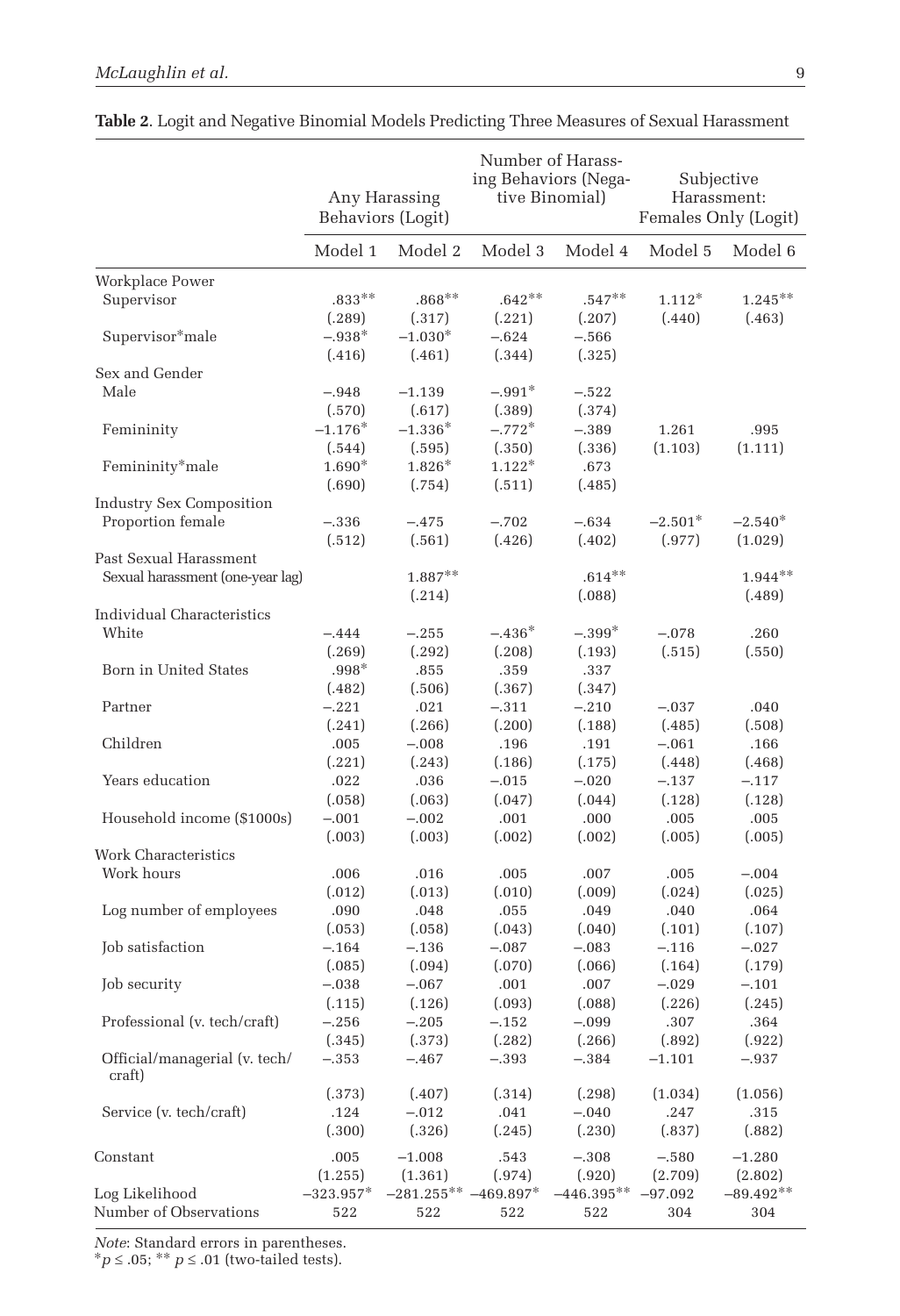**Table 2**. Logit and Negative Binomial Models Predicting Three Measures of Sexual Harassment

| | Any Harassing Behaviors (Logit) | | Number of Harassing Behaviors (Negative Binomial) | | Subjective Harassment: Females Only (Logit) | |
|---|---|---|---|---|---|---|
| | Model 1 | Model 2 | Model 3 | Model 4 | Model 5 | Model 6 |
| Workplace Power | | | | | | |
| Supervisor | .833** | .868** | .642** | .547** | 1.112* | 1.245** |
| | (.289) | (.317) | (.221) | (.207) | (.440) | (.463) |
| Supervisor*male | −.938* | −1.030* | −.624 | −.566 | | |
| | (.416) | (.461) | (.344) | (.325) | | |
| Sex and Gender | | | | | | |
| Male | −.948 | −1.139 | −.991* | −.522 | | |
| | (.570) | (.617) | (.389) | (.374) | | |
| Femininity | −1.176* | −1.336* | −.772* | −.389 | 1.261 | .995 |
| | (.544) | (.595) | (.350) | (.336) | (1.103) | (1.111) |
| Femininity*male | 1.690* | 1.826* | 1.122* | .673 | | |
| | (.690) | (.754) | (.511) | (.485) | | |
| Industry Sex Composition | | | | | | |
| Proportion female | −.336 | −.475 | −.702 | −.634 | −2.501* | −2.540* |
| | (.512) | (.561) | (.426) | (.402) | (.977) | (1.029) |
| Past Sexual Harassment | | | | | | |
| Sexual harassment (one-year lag) | | 1.887** | | .614** | | 1.944** |
| | | (.214) | | (.088) | | (.489) |
| Individual Characteristics | | | | | | |
| White | −.444 | −.255 | −.436* | −.399* | −.078 | .260 |
| | (.269) | (.292) | (.208) | (.193) | (.515) | (.550) |
| Born in United States | .998* | .855 | .359 | .337 | | |
| | (.482) | (.506) | (.367) | (.347) | | |
| Partner | −.221 | .021 | −.311 | −.210 | −.037 | .040 |
| | (.241) | (.266) | (.200) | (.188) | (.485) | (.508) |
| Children | .005 | −.008 | .196 | .191 | −.061 | .166 |
| | (.221) | (.243) | (.186) | (.175) | (.448) | (.468) |
| Years education | .022 | .036 | −.015 | −.020 | −.137 | −.117 |
| | (.058) | (.063) | (.047) | (.044) | (.128) | (.128) |
| Household income ($1000s) | −.001 | −.002 | .001 | .000 | .005 | .005 |
| | (.003) | (.003) | (.002) | (.002) | (.005) | (.005) |
| Work Characteristics | | | | | | |
| Work hours | .006 | .016 | .005 | .007 | .005 | −.004 |
| | (.012) | (.013) | (.010) | (.009) | (.024) | (.025) |
| Log number of employees | .090 | .048 | .055 | .049 | .040 | .064 |
| | (.053) | (.058) | (.043) | (.040) | (.101) | (.107) |
| Job satisfaction | −.164 | −.136 | −.087 | −.083 | −.116 | −.027 |
| | (.085) | (.094) | (.070) | (.066) | (.164) | (.179) |
| Job security | −.038 | −.067 | .001 | .007 | −.029 | −.101 |
| | (.115) | (.126) | (.093) | (.088) | (.226) | (.245) |
| Professional (v. tech/craft) | −.256 | −.205 | −.152 | −.099 | .307 | .364 |
| | (.345) | (.373) | (.282) | (.266) | (.892) | (.922) |
| Official/managerial (v. tech/craft) | −.353 | −.467 | −.393 | −.384 | −1.101 | −.937 |
| | (.373) | (.407) | (.314) | (.298) | (1.034) | (1.056) |
| Service (v. tech/craft) | .124 | −.012 | .041 | −.040 | .247 | .315 |
| | (.300) | (.326) | (.245) | (.230) | (.837) | (.882) |
| Constant | .005 | −1.008 | .543 | −.308 | −.580 | −1.280 |
| | (1.255) | (1.361) | (.974) | (.920) | (2.709) | (2.802) |
| Log Likelihood | −323.957* | −281.255** | −469.897* | −446.395** | −97.092 | −89.492** |
| Number of Observations | 522 | 522 | 522 | 522 | 304 | 304 |

*Note*: Standard errors in parentheses.
*$p \leq .05$; ** $p \leq .01$ (two-tailed tests).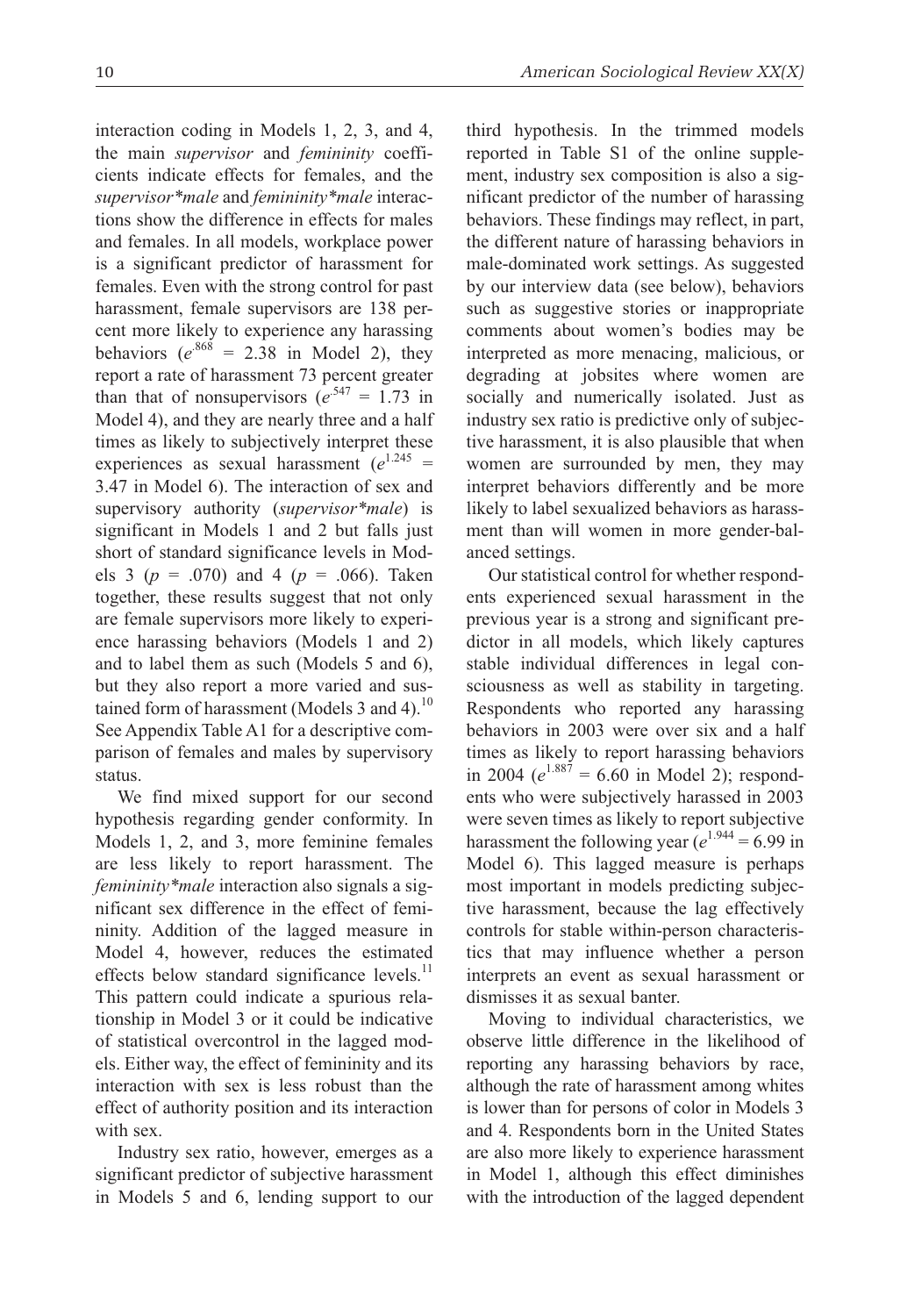interaction coding in Models 1, 2, 3, and 4, the main *supervisor* and *femininity* coefficients indicate effects for females, and the *supervisor*male* and *femininity*male* interactions show the difference in effects for males and females. In all models, workplace power is a significant predictor of harassment for females. Even with the strong control for past harassment, female supervisors are 138 percent more likely to experience any harassing behaviors ($e^{.868} = 2.38$ in Model 2), they report a rate of harassment 73 percent greater than that of nonsupervisors ($e^{.547} = 1.73$ in Model 4), and they are nearly three and a half times as likely to subjectively interpret these experiences as sexual harassment ($e^{1.245} = 3.47$ in Model 6). The interaction of sex and supervisory authority (*supervisor*male*) is significant in Models 1 and 2 but falls just short of standard significance levels in Models 3 ($p = .070$) and 4 ($p = .066$). Taken together, these results suggest that not only are female supervisors more likely to experience harassing behaviors (Models 1 and 2) and to label them as such (Models 5 and 6), but they also report a more varied and sustained form of harassment (Models 3 and 4).[10] See Appendix Table A1 for a descriptive comparison of females and males by supervisory status.

We find mixed support for our second hypothesis regarding gender conformity. In Models 1, 2, and 3, more feminine females are less likely to report harassment. The *femininity*male* interaction also signals a significant sex difference in the effect of femininity. Addition of the lagged measure in Model 4, however, reduces the estimated effects below standard significance levels.[11] This pattern could indicate a spurious relationship in Model 3 or it could be indicative of statistical overcontrol in the lagged models. Either way, the effect of femininity and its interaction with sex is less robust than the effect of authority position and its interaction with sex.

Industry sex ratio, however, emerges as a significant predictor of subjective harassment in Models 5 and 6, lending support to our third hypothesis. In the trimmed models reported in Table S1 of the online supplement, industry sex composition is also a significant predictor of the number of harassing behaviors. These findings may reflect, in part, the different nature of harassing behaviors in male-dominated work settings. As suggested by our interview data (see below), behaviors such as suggestive stories or inappropriate comments about women's bodies may be interpreted as more menacing, malicious, or degrading at jobsites where women are socially and numerically isolated. Just as industry sex ratio is predictive only of subjective harassment, it is also plausible that when women are surrounded by men, they may interpret behaviors differently and be more likely to label sexualized behaviors as harassment than will women in more gender-balanced settings.

Our statistical control for whether respondents experienced sexual harassment in the previous year is a strong and significant predictor in all models, which likely captures stable individual differences in legal consciousness as well as stability in targeting. Respondents who reported any harassing behaviors in 2003 were over six and a half times as likely to report harassing behaviors in 2004 ($e^{1.887} = 6.60$ in Model 2); respondents who were subjectively harassed in 2003 were seven times as likely to report subjective harassment the following year ($e^{1.944} = 6.99$ in Model 6). This lagged measure is perhaps most important in models predicting subjective harassment, because the lag effectively controls for stable within-person characteristics that may influence whether a person interprets an event as sexual harassment or dismisses it as sexual banter.

Moving to individual characteristics, we observe little difference in the likelihood of reporting any harassing behaviors by race, although the rate of harassment among whites is lower than for persons of color in Models 3 and 4. Respondents born in the United States are also more likely to experience harassment in Model 1, although this effect diminishes with the introduction of the lagged dependent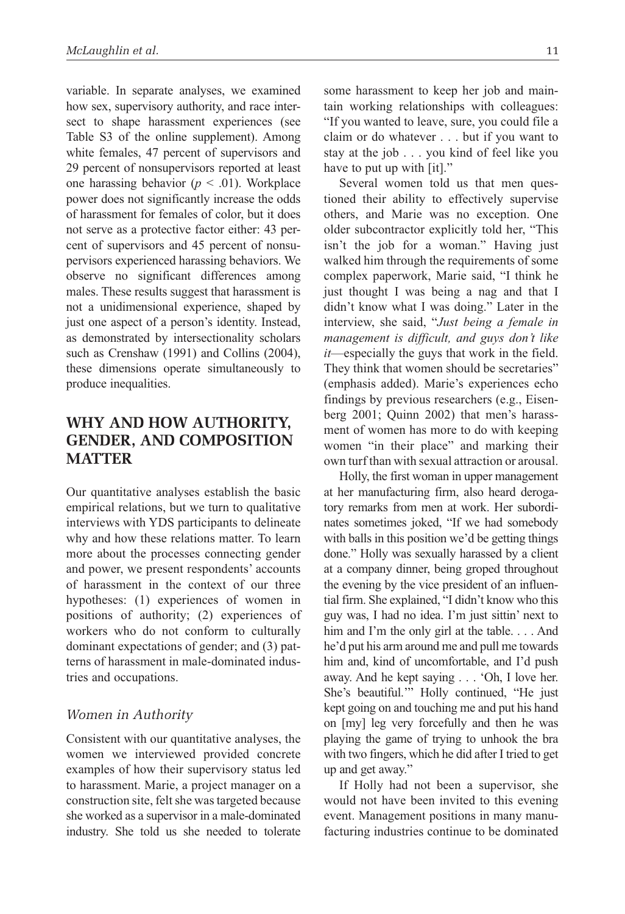variable. In separate analyses, we examined how sex, supervisory authority, and race intersect to shape harassment experiences (see Table S3 of the online supplement). Among white females, 47 percent of supervisors and 29 percent of nonsupervisors reported at least one harassing behavior ($p < .01$). Workplace power does not significantly increase the odds of harassment for females of color, but it does not serve as a protective factor either: 43 percent of supervisors and 45 percent of nonsupervisors experienced harassing behaviors. We observe no significant differences among males. These results suggest that harassment is not a unidimensional experience, shaped by just one aspect of a person's identity. Instead, as demonstrated by intersectionality scholars such as Crenshaw (1991) and Collins (2004), these dimensions operate simultaneously to produce inequalities.

## WHY AND HOW AUTHORITY, GENDER, AND COMPOSITION MATTER

Our quantitative analyses establish the basic empirical relations, but we turn to qualitative interviews with YDS participants to delineate why and how these relations matter. To learn more about the processes connecting gender and power, we present respondents' accounts of harassment in the context of our three hypotheses: (1) experiences of women in positions of authority; (2) experiences of workers who do not conform to culturally dominant expectations of gender; and (3) patterns of harassment in male-dominated industries and occupations.

### *Women in Authority*

Consistent with our quantitative analyses, the women we interviewed provided concrete examples of how their supervisory status led to harassment. Marie, a project manager on a construction site, felt she was targeted because she worked as a supervisor in a male-dominated industry. She told us she needed to tolerate some harassment to keep her job and maintain working relationships with colleagues: "If you wanted to leave, sure, you could file a claim or do whatever . . . but if you want to stay at the job . . . you kind of feel like you have to put up with [it]."

Several women told us that men questioned their ability to effectively supervise others, and Marie was no exception. One older subcontractor explicitly told her, "This isn't the job for a woman." Having just walked him through the requirements of some complex paperwork, Marie said, "I think he just thought I was being a nag and that I didn't know what I was doing." Later in the interview, she said, "*Just being a female in management is difficult, and guys don't like it*—especially the guys that work in the field. They think that women should be secretaries" (emphasis added). Marie's experiences echo findings by previous researchers (e.g., Eisenberg 2001; Quinn 2002) that men's harassment of women has more to do with keeping women "in their place" and marking their own turf than with sexual attraction or arousal.

Holly, the first woman in upper management at her manufacturing firm, also heard derogatory remarks from men at work. Her subordinates sometimes joked, "If we had somebody with balls in this position we'd be getting things done." Holly was sexually harassed by a client at a company dinner, being groped throughout the evening by the vice president of an influential firm. She explained, "I didn't know who this guy was, I had no idea. I'm just sittin' next to him and I'm the only girl at the table. . . . And he'd put his arm around me and pull me towards him and, kind of uncomfortable, and I'd push away. And he kept saying . . . 'Oh, I love her. She's beautiful.'" Holly continued, "He just kept going on and touching me and put his hand on [my] leg very forcefully and then he was playing the game of trying to unhook the bra with two fingers, which he did after I tried to get up and get away."

If Holly had not been a supervisor, she would not have been invited to this evening event. Management positions in many manufacturing industries continue to be dominated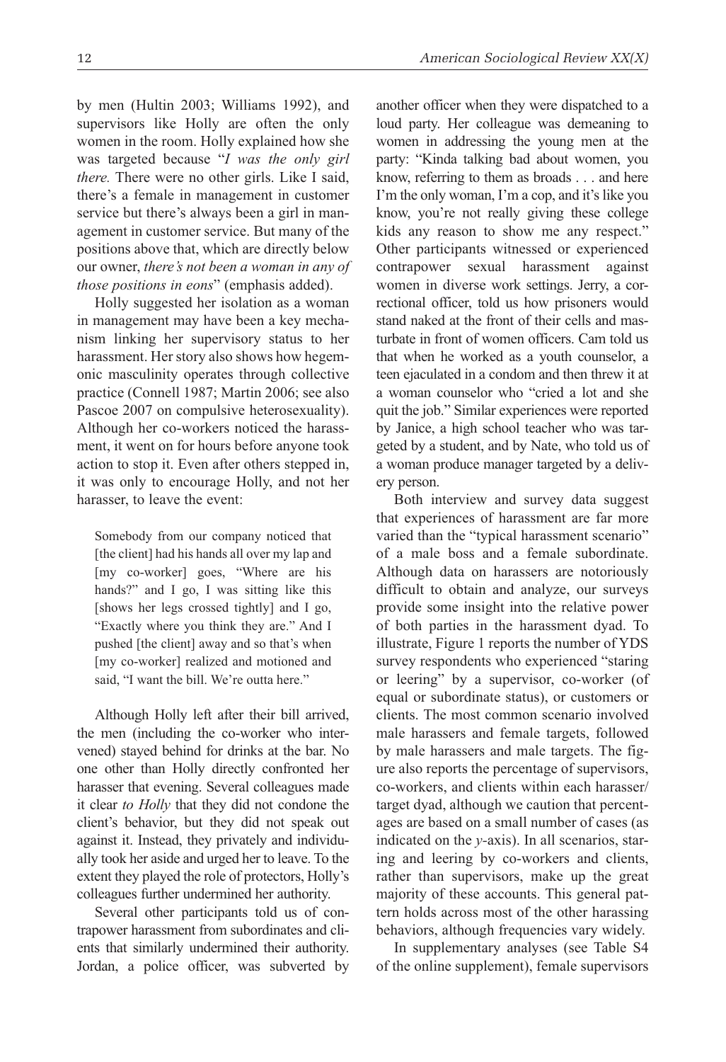by men (Hultin 2003; Williams 1992), and supervisors like Holly are often the only women in the room. Holly explained how she was targeted because "*I was the only girl there.* There were no other girls. Like I said, there's a female in management in customer service but there's always been a girl in management in customer service. But many of the positions above that, which are directly below our owner, *there's not been a woman in any of those positions in eons*" (emphasis added).

Holly suggested her isolation as a woman in management may have been a key mechanism linking her supervisory status to her harassment. Her story also shows how hegemonic masculinity operates through collective practice (Connell 1987; Martin 2006; see also Pascoe 2007 on compulsive heterosexuality). Although her co-workers noticed the harassment, it went on for hours before anyone took action to stop it. Even after others stepped in, it was only to encourage Holly, and not her harasser, to leave the event:

> Somebody from our company noticed that [the client] had his hands all over my lap and [my co-worker] goes, "Where are his hands?" and I go, I was sitting like this [shows her legs crossed tightly] and I go, "Exactly where you think they are." And I pushed [the client] away and so that's when [my co-worker] realized and motioned and said, "I want the bill. We're outta here."

Although Holly left after their bill arrived, the men (including the co-worker who intervened) stayed behind for drinks at the bar. No one other than Holly directly confronted her harasser that evening. Several colleagues made it clear *to Holly* that they did not condone the client's behavior, but they did not speak out against it. Instead, they privately and individually took her aside and urged her to leave. To the extent they played the role of protectors, Holly's colleagues further undermined her authority.

Several other participants told us of contrapower harassment from subordinates and clients that similarly undermined their authority. Jordan, a police officer, was subverted by another officer when they were dispatched to a loud party. Her colleague was demeaning to women in addressing the young men at the party: "Kinda talking bad about women, you know, referring to them as broads . . . and here I'm the only woman, I'm a cop, and it's like you know, you're not really giving these college kids any reason to show me any respect." Other participants witnessed or experienced contrapower sexual harassment against women in diverse work settings. Jerry, a correctional officer, told us how prisoners would stand naked at the front of their cells and masturbate in front of women officers. Cam told us that when he worked as a youth counselor, a teen ejaculated in a condom and then threw it at a woman counselor who "cried a lot and she quit the job." Similar experiences were reported by Janice, a high school teacher who was targeted by a student, and by Nate, who told us of a woman produce manager targeted by a delivery person.

Both interview and survey data suggest that experiences of harassment are far more varied than the "typical harassment scenario" of a male boss and a female subordinate. Although data on harassers are notoriously difficult to obtain and analyze, our surveys provide some insight into the relative power of both parties in the harassment dyad. To illustrate, Figure 1 reports the number of YDS survey respondents who experienced "staring or leering" by a supervisor, co-worker (of equal or subordinate status), or customers or clients. The most common scenario involved male harassers and female targets, followed by male harassers and male targets. The figure also reports the percentage of supervisors, co-workers, and clients within each harasser/target dyad, although we caution that percentages are based on a small number of cases (as indicated on the *y*-axis). In all scenarios, staring and leering by co-workers and clients, rather than supervisors, make up the great majority of these accounts. This general pattern holds across most of the other harassing behaviors, although frequencies vary widely.

In supplementary analyses (see Table S4 of the online supplement), female supervisors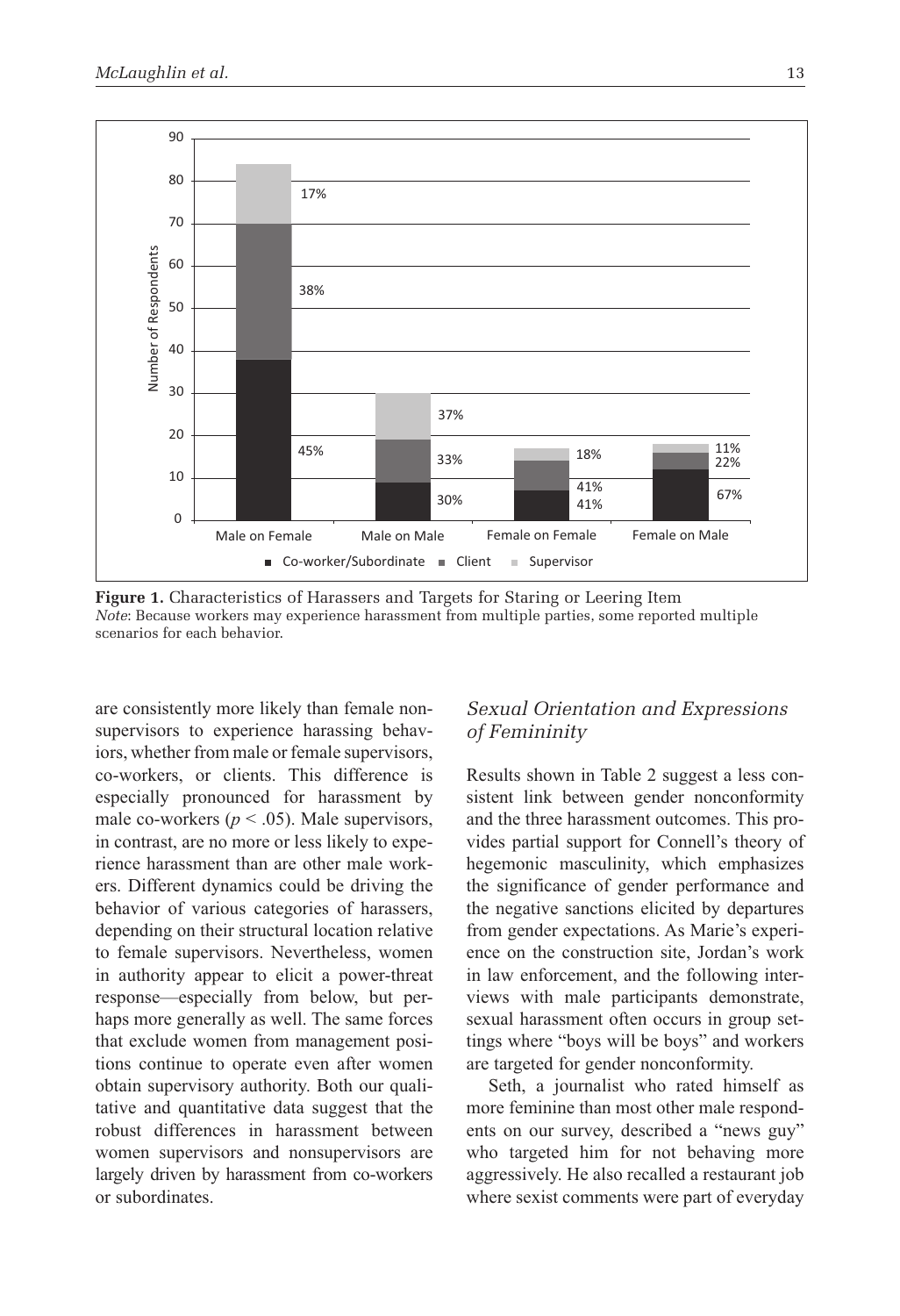90
80
70
60
50
40
30
20
10
0

Number of Respondents

17%
38%
45%
37%
33%
30%
18%
41%
41%
11%
22%
67%

Male on Female
Male on Male
Female on Female
Female on Male

Co-worker/Subordinate
Client
Supervisor

**Figure 1.** Characteristics of Harassers and Targets for Staring or Leering Item
*Note*: Because workers may experience harassment from multiple parties, some reported multiple scenarios for each behavior.

are consistently more likely than female nonsupervisors to experience harassing behaviors, whether from male or female supervisors, co-workers, or clients. This difference is especially pronounced for harassment by male co-workers ($p < .05$). Male supervisors, in contrast, are no more or less likely to experience harassment than are other male workers. Different dynamics could be driving the behavior of various categories of harassers, depending on their structural location relative to female supervisors. Nevertheless, women in authority appear to elicit a power-threat response—especially from below, but perhaps more generally as well. The same forces that exclude women from management positions continue to operate even after women obtain supervisory authority. Both our qualitative and quantitative data suggest that the robust differences in harassment between women supervisors and nonsupervisors are largely driven by harassment from co-workers or subordinates.

## *Sexual Orientation and Expressions of Femininity*

Results shown in Table 2 suggest a less consistent link between gender nonconformity and the three harassment outcomes. This provides partial support for Connell's theory of hegemonic masculinity, which emphasizes the significance of gender performance and the negative sanctions elicited by departures from gender expectations. As Marie's experience on the construction site, Jordan's work in law enforcement, and the following interviews with male participants demonstrate, sexual harassment often occurs in group settings where "boys will be boys" and workers are targeted for gender nonconformity.

Seth, a journalist who rated himself as more feminine than most other male respondents on our survey, described a "news guy" who targeted him for not behaving more aggressively. He also recalled a restaurant job where sexist comments were part of everyday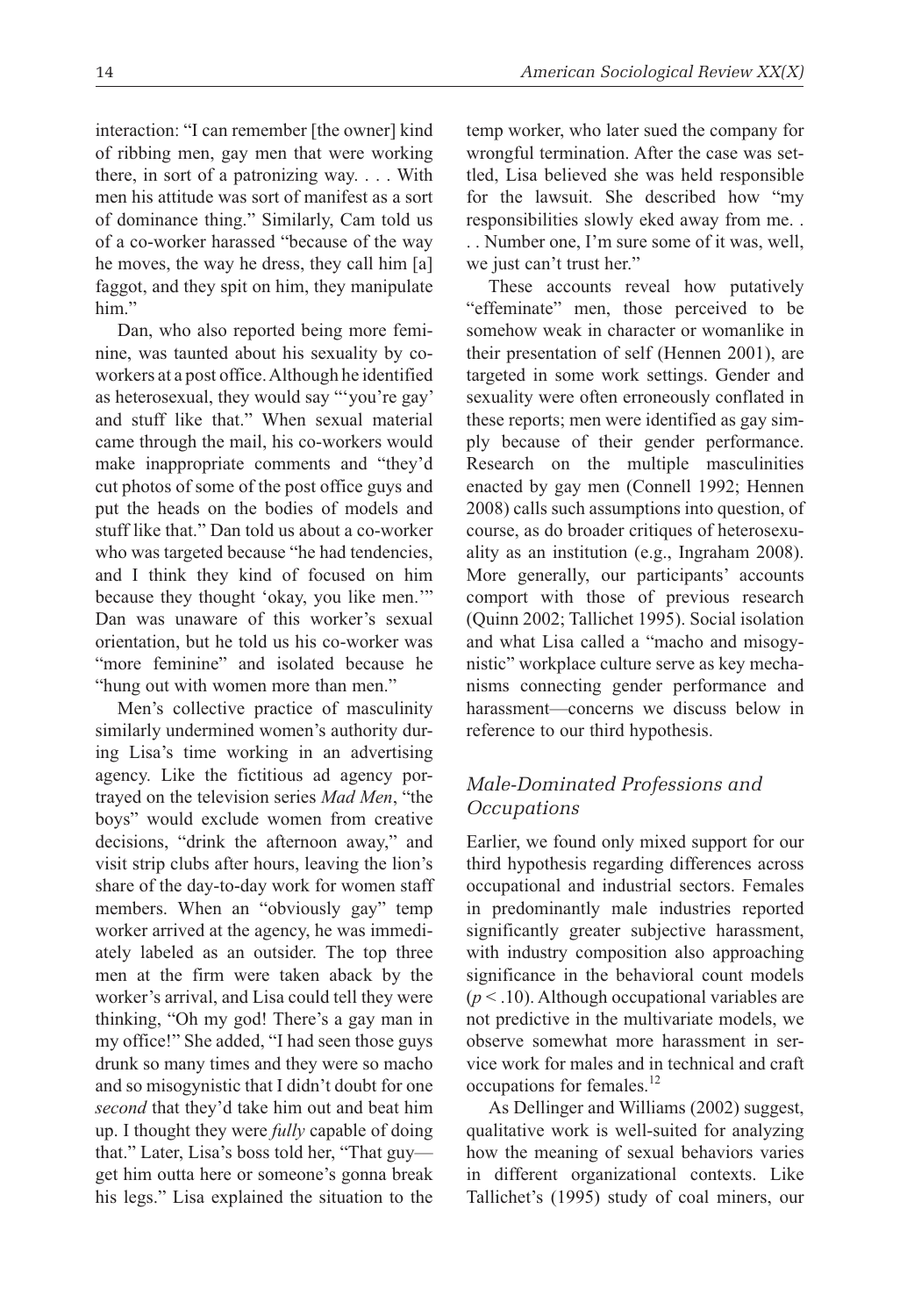interaction: "I can remember [the owner] kind of ribbing men, gay men that were working there, in sort of a patronizing way. . . . With men his attitude was sort of manifest as a sort of dominance thing." Similarly, Cam told us of a co-worker harassed "because of the way he moves, the way he dress, they call him [a] faggot, and they spit on him, they manipulate him."

Dan, who also reported being more feminine, was taunted about his sexuality by co-workers at a post office. Although he identified as heterosexual, they would say "'you're gay' and stuff like that." When sexual material came through the mail, his co-workers would make inappropriate comments and "they'd cut photos of some of the post office guys and put the heads on the bodies of models and stuff like that." Dan told us about a co-worker who was targeted because "he had tendencies, and I think they kind of focused on him because they thought 'okay, you like men.'" Dan was unaware of this worker's sexual orientation, but he told us his co-worker was "more feminine" and isolated because he "hung out with women more than men."

Men's collective practice of masculinity similarly undermined women's authority during Lisa's time working in an advertising agency. Like the fictitious ad agency portrayed on the television series *Mad Men*, "the boys" would exclude women from creative decisions, "drink the afternoon away," and visit strip clubs after hours, leaving the lion's share of the day-to-day work for women staff members. When an "obviously gay" temp worker arrived at the agency, he was immediately labeled as an outsider. The top three men at the firm were taken aback by the worker's arrival, and Lisa could tell they were thinking, "Oh my god! There's a gay man in my office!" She added, "I had seen those guys drunk so many times and they were so macho and so misogynistic that I didn't doubt for one *second* that they'd take him out and beat him up. I thought they were *fully* capable of doing that." Later, Lisa's boss told her, "That guy—get him outta here or someone's gonna break his legs." Lisa explained the situation to the temp worker, who later sued the company for wrongful termination. After the case was settled, Lisa believed she was held responsible for the lawsuit. She described how "my responsibilities slowly eked away from me. . . . Number one, I'm sure some of it was, well, we just can't trust her."

These accounts reveal how putatively "effeminate" men, those perceived to be somehow weak in character or womanlike in their presentation of self (Hennen 2001), are targeted in some work settings. Gender and sexuality were often erroneously conflated in these reports; men were identified as gay simply because of their gender performance. Research on the multiple masculinities enacted by gay men (Connell 1992; Hennen 2008) calls such assumptions into question, of course, as do broader critiques of heterosexuality as an institution (e.g., Ingraham 2008). More generally, our participants' accounts comport with those of previous research (Quinn 2002; Tallichet 1995). Social isolation and what Lisa called a "macho and misogynistic" workplace culture serve as key mechanisms connecting gender performance and harassment—concerns we discuss below in reference to our third hypothesis.

## *Male-Dominated Professions and Occupations*

Earlier, we found only mixed support for our third hypothesis regarding differences across occupational and industrial sectors. Females in predominantly male industries reported significantly greater subjective harassment, with industry composition also approaching significance in the behavioral count models ($p < .10$). Although occupational variables are not predictive in the multivariate models, we observe somewhat more harassment in service work for males and in technical and craft occupations for females.[12]

As Dellinger and Williams (2002) suggest, qualitative work is well-suited for analyzing how the meaning of sexual behaviors varies in different organizational contexts. Like Tallichet's (1995) study of coal miners, our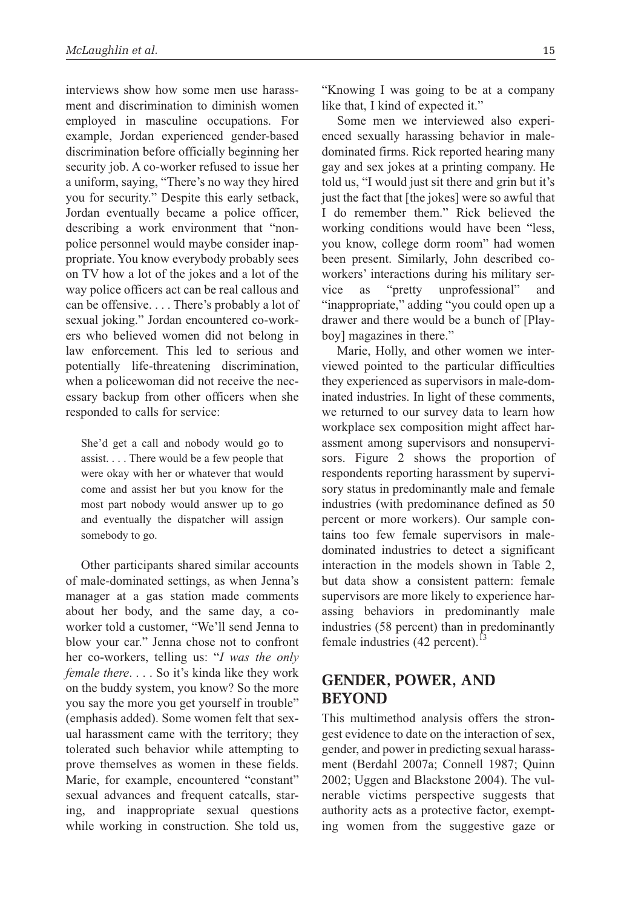interviews show how some men use harassment and discrimination to diminish women employed in masculine occupations. For example, Jordan experienced gender-based discrimination before officially beginning her security job. A co-worker refused to issue her a uniform, saying, "There's no way they hired you for security." Despite this early setback, Jordan eventually became a police officer, describing a work environment that "non-police personnel would maybe consider inappropriate. You know everybody probably sees on TV how a lot of the jokes and a lot of the way police officers act can be real callous and can be offensive. . . . There's probably a lot of sexual joking." Jordan encountered co-workers who believed women did not belong in law enforcement. This led to serious and potentially life-threatening discrimination, when a policewoman did not receive the necessary backup from other officers when she responded to calls for service:

> She'd get a call and nobody would go to assist. . . . There would be a few people that were okay with her or whatever that would come and assist her but you know for the most part nobody would answer up to go and eventually the dispatcher will assign somebody to go.

Other participants shared similar accounts of male-dominated settings, as when Jenna's manager at a gas station made comments about her body, and the same day, a co-worker told a customer, "We'll send Jenna to blow your car." Jenna chose not to confront her co-workers, telling us: "*I was the only female there*. . . . So it's kinda like they work on the buddy system, you know? So the more you say the more you get yourself in trouble" (emphasis added). Some women felt that sexual harassment came with the territory; they tolerated such behavior while attempting to prove themselves as women in these fields. Marie, for example, encountered "constant" sexual advances and frequent catcalls, staring, and inappropriate sexual questions while working in construction. She told us, "Knowing I was going to be at a company like that, I kind of expected it."

Some men we interviewed also experienced sexually harassing behavior in male-dominated firms. Rick reported hearing many gay and sex jokes at a printing company. He told us, "I would just sit there and grin but it's just the fact that [the jokes] were so awful that I do remember them." Rick believed the working conditions would have been "less, you know, college dorm room" had women been present. Similarly, John described co-workers' interactions during his military service as "pretty unprofessional" and "inappropriate," adding "you could open up a drawer and there would be a bunch of [Playboy] magazines in there."

Marie, Holly, and other women we interviewed pointed to the particular difficulties they experienced as supervisors in male-dominated industries. In light of these comments, we returned to our survey data to learn how workplace sex composition might affect harassment among supervisors and nonsupervisors. Figure 2 shows the proportion of respondents reporting harassment by supervisory status in predominantly male and female industries (with predominance defined as 50 percent or more workers). Our sample contains too few female supervisors in male-dominated industries to detect a significant interaction in the models shown in Table 2, but data show a consistent pattern: female supervisors are more likely to experience harassing behaviors in predominantly male industries (58 percent) than in predominantly female industries (42 percent).[13]

## GENDER, POWER, AND BEYOND

This multimethod analysis offers the strongest evidence to date on the interaction of sex, gender, and power in predicting sexual harassment (Berdahl 2007a; Connell 1987; Quinn 2002; Uggen and Blackstone 2004). The vulnerable victims perspective suggests that authority acts as a protective factor, exempting women from the suggestive gaze or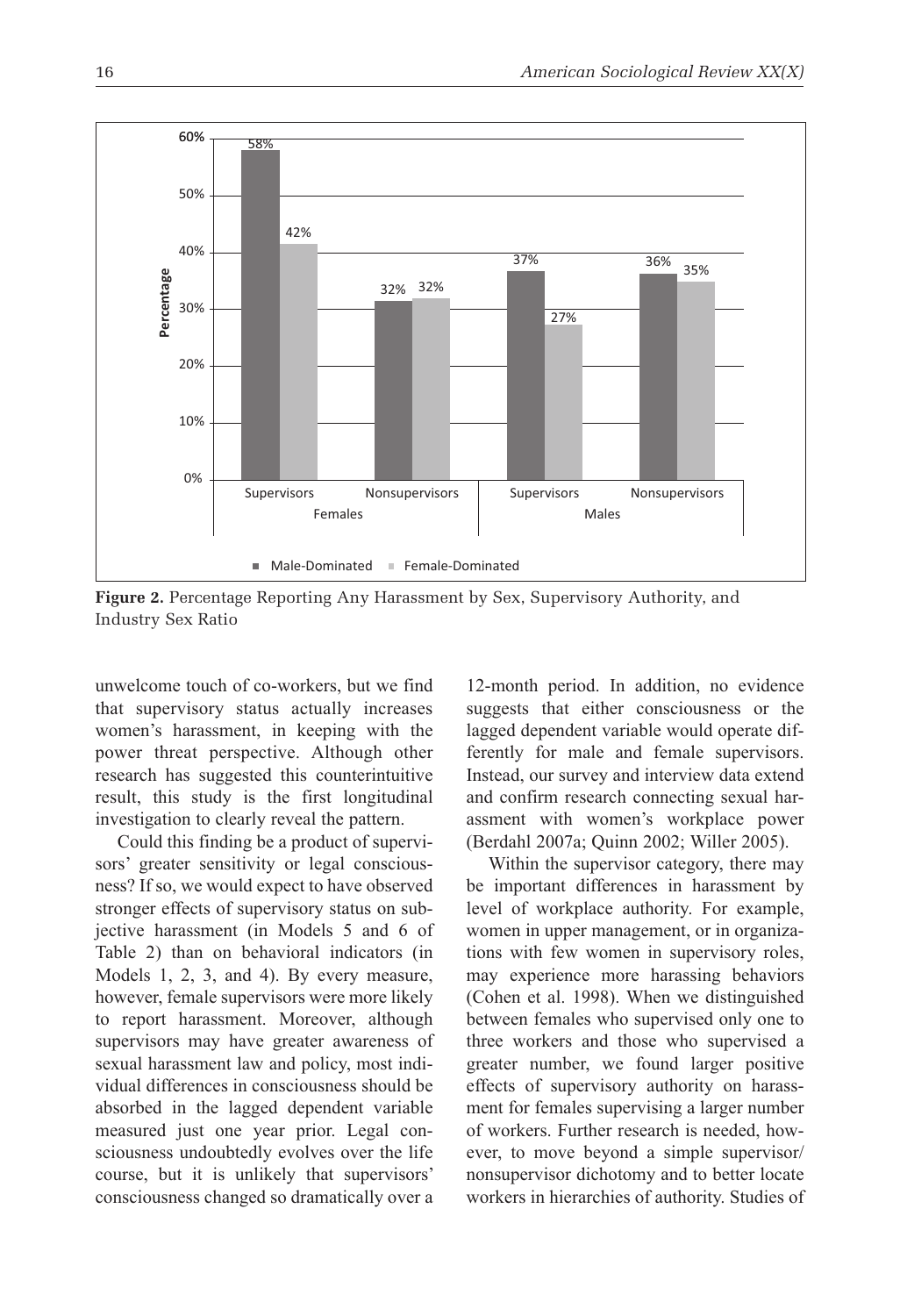**Figure 2.** Percentage Reporting Any Harassment by Sex, Supervisory Authority, and Industry Sex Ratio

unwelcome touch of co-workers, but we find that supervisory status actually increases women's harassment, in keeping with the power threat perspective. Although other research has suggested this counterintuitive result, this study is the first longitudinal investigation to clearly reveal the pattern.

Could this finding be a product of supervisors' greater sensitivity or legal consciousness? If so, we would expect to have observed stronger effects of supervisory status on subjective harassment (in Models 5 and 6 of Table 2) than on behavioral indicators (in Models 1, 2, 3, and 4). By every measure, however, female supervisors were more likely to report harassment. Moreover, although supervisors may have greater awareness of sexual harassment law and policy, most individual differences in consciousness should be absorbed in the lagged dependent variable measured just one year prior. Legal consciousness undoubtedly evolves over the life course, but it is unlikely that supervisors' consciousness changed so dramatically over a 12-month period. In addition, no evidence suggests that either consciousness or the lagged dependent variable would operate differently for male and female supervisors. Instead, our survey and interview data extend and confirm research connecting sexual harassment with women's workplace power (Berdahl 2007a; Quinn 2002; Willer 2005).

Within the supervisor category, there may be important differences in harassment by level of workplace authority. For example, women in upper management, or in organizations with few women in supervisory roles, may experience more harassing behaviors (Cohen et al. 1998). When we distinguished between females who supervised only one to three workers and those who supervised a greater number, we found larger positive effects of supervisory authority on harassment for females supervising a larger number of workers. Further research is needed, however, to move beyond a simple supervisor/nonsupervisor dichotomy and to better locate workers in hierarchies of authority. Studies of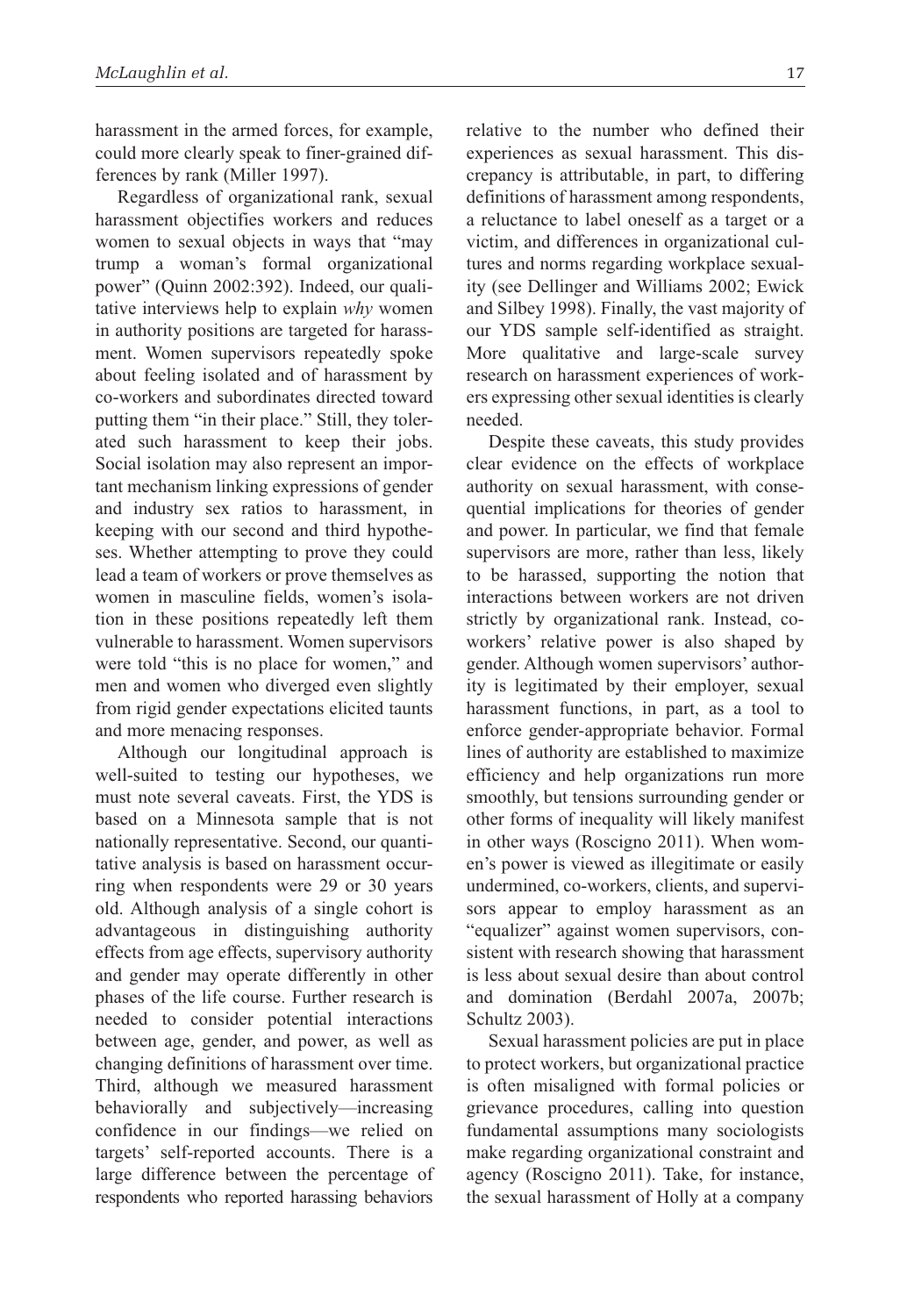harassment in the armed forces, for example, could more clearly speak to finer-grained differences by rank (Miller 1997).

Regardless of organizational rank, sexual harassment objectifies workers and reduces women to sexual objects in ways that "may trump a woman's formal organizational power" (Quinn 2002:392). Indeed, our qualitative interviews help to explain *why* women in authority positions are targeted for harassment. Women supervisors repeatedly spoke about feeling isolated and of harassment by co-workers and subordinates directed toward putting them "in their place." Still, they tolerated such harassment to keep their jobs. Social isolation may also represent an important mechanism linking expressions of gender and industry sex ratios to harassment, in keeping with our second and third hypotheses. Whether attempting to prove they could lead a team of workers or prove themselves as women in masculine fields, women's isolation in these positions repeatedly left them vulnerable to harassment. Women supervisors were told "this is no place for women," and men and women who diverged even slightly from rigid gender expectations elicited taunts and more menacing responses.

Although our longitudinal approach is well-suited to testing our hypotheses, we must note several caveats. First, the YDS is based on a Minnesota sample that is not nationally representative. Second, our quantitative analysis is based on harassment occurring when respondents were 29 or 30 years old. Although analysis of a single cohort is advantageous in distinguishing authority effects from age effects, supervisory authority and gender may operate differently in other phases of the life course. Further research is needed to consider potential interactions between age, gender, and power, as well as changing definitions of harassment over time. Third, although we measured harassment behaviorally and subjectively—increasing confidence in our findings—we relied on targets' self-reported accounts. There is a large difference between the percentage of respondents who reported harassing behaviors relative to the number who defined their experiences as sexual harassment. This discrepancy is attributable, in part, to differing definitions of harassment among respondents, a reluctance to label oneself as a target or a victim, and differences in organizational cultures and norms regarding workplace sexuality (see Dellinger and Williams 2002; Ewick and Silbey 1998). Finally, the vast majority of our YDS sample self-identified as straight. More qualitative and large-scale survey research on harassment experiences of workers expressing other sexual identities is clearly needed.

Despite these caveats, this study provides clear evidence on the effects of workplace authority on sexual harassment, with consequential implications for theories of gender and power. In particular, we find that female supervisors are more, rather than less, likely to be harassed, supporting the notion that interactions between workers are not driven strictly by organizational rank. Instead, co-workers' relative power is also shaped by gender. Although women supervisors' authority is legitimated by their employer, sexual harassment functions, in part, as a tool to enforce gender-appropriate behavior. Formal lines of authority are established to maximize efficiency and help organizations run more smoothly, but tensions surrounding gender or other forms of inequality will likely manifest in other ways (Roscigno 2011). When women's power is viewed as illegitimate or easily undermined, co-workers, clients, and supervisors appear to employ harassment as an "equalizer" against women supervisors, consistent with research showing that harassment is less about sexual desire than about control and domination (Berdahl 2007a, 2007b; Schultz 2003).

Sexual harassment policies are put in place to protect workers, but organizational practice is often misaligned with formal policies or grievance procedures, calling into question fundamental assumptions many sociologists make regarding organizational constraint and agency (Roscigno 2011). Take, for instance, the sexual harassment of Holly at a company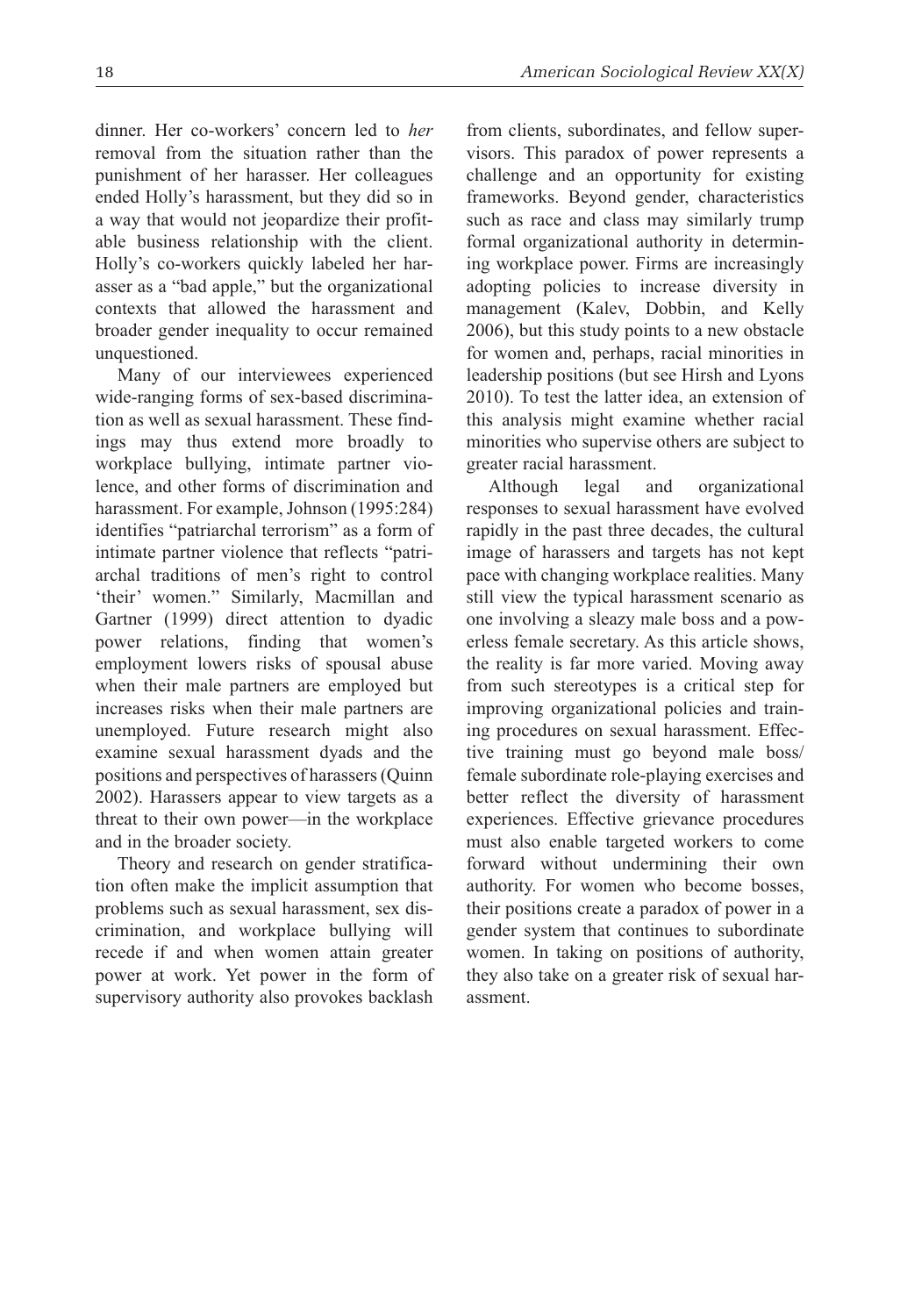dinner. Her co-workers' concern led to *her* removal from the situation rather than the punishment of her harasser. Her colleagues ended Holly's harassment, but they did so in a way that would not jeopardize their profitable business relationship with the client. Holly's co-workers quickly labeled her harasser as a "bad apple," but the organizational contexts that allowed the harassment and broader gender inequality to occur remained unquestioned.

Many of our interviewees experienced wide-ranging forms of sex-based discrimination as well as sexual harassment. These findings may thus extend more broadly to workplace bullying, intimate partner violence, and other forms of discrimination and harassment. For example, Johnson (1995:284) identifies "patriarchal terrorism" as a form of intimate partner violence that reflects "patriarchal traditions of men's right to control 'their' women." Similarly, Macmillan and Gartner (1999) direct attention to dyadic power relations, finding that women's employment lowers risks of spousal abuse when their male partners are employed but increases risks when their male partners are unemployed. Future research might also examine sexual harassment dyads and the positions and perspectives of harassers (Quinn 2002). Harassers appear to view targets as a threat to their own power—in the workplace and in the broader society.

Theory and research on gender stratification often make the implicit assumption that problems such as sexual harassment, sex discrimination, and workplace bullying will recede if and when women attain greater power at work. Yet power in the form of supervisory authority also provokes backlash from clients, subordinates, and fellow supervisors. This paradox of power represents a challenge and an opportunity for existing frameworks. Beyond gender, characteristics such as race and class may similarly trump formal organizational authority in determining workplace power. Firms are increasingly adopting policies to increase diversity in management (Kalev, Dobbin, and Kelly 2006), but this study points to a new obstacle for women and, perhaps, racial minorities in leadership positions (but see Hirsh and Lyons 2010). To test the latter idea, an extension of this analysis might examine whether racial minorities who supervise others are subject to greater racial harassment.

Although legal and organizational responses to sexual harassment have evolved rapidly in the past three decades, the cultural image of harassers and targets has not kept pace with changing workplace realities. Many still view the typical harassment scenario as one involving a sleazy male boss and a powerless female secretary. As this article shows, the reality is far more varied. Moving away from such stereotypes is a critical step for improving organizational policies and training procedures on sexual harassment. Effective training must go beyond male boss/female subordinate role-playing exercises and better reflect the diversity of harassment experiences. Effective grievance procedures must also enable targeted workers to come forward without undermining their own authority. For women who become bosses, their positions create a paradox of power in a gender system that continues to subordinate women. In taking on positions of authority, they also take on a greater risk of sexual harassment.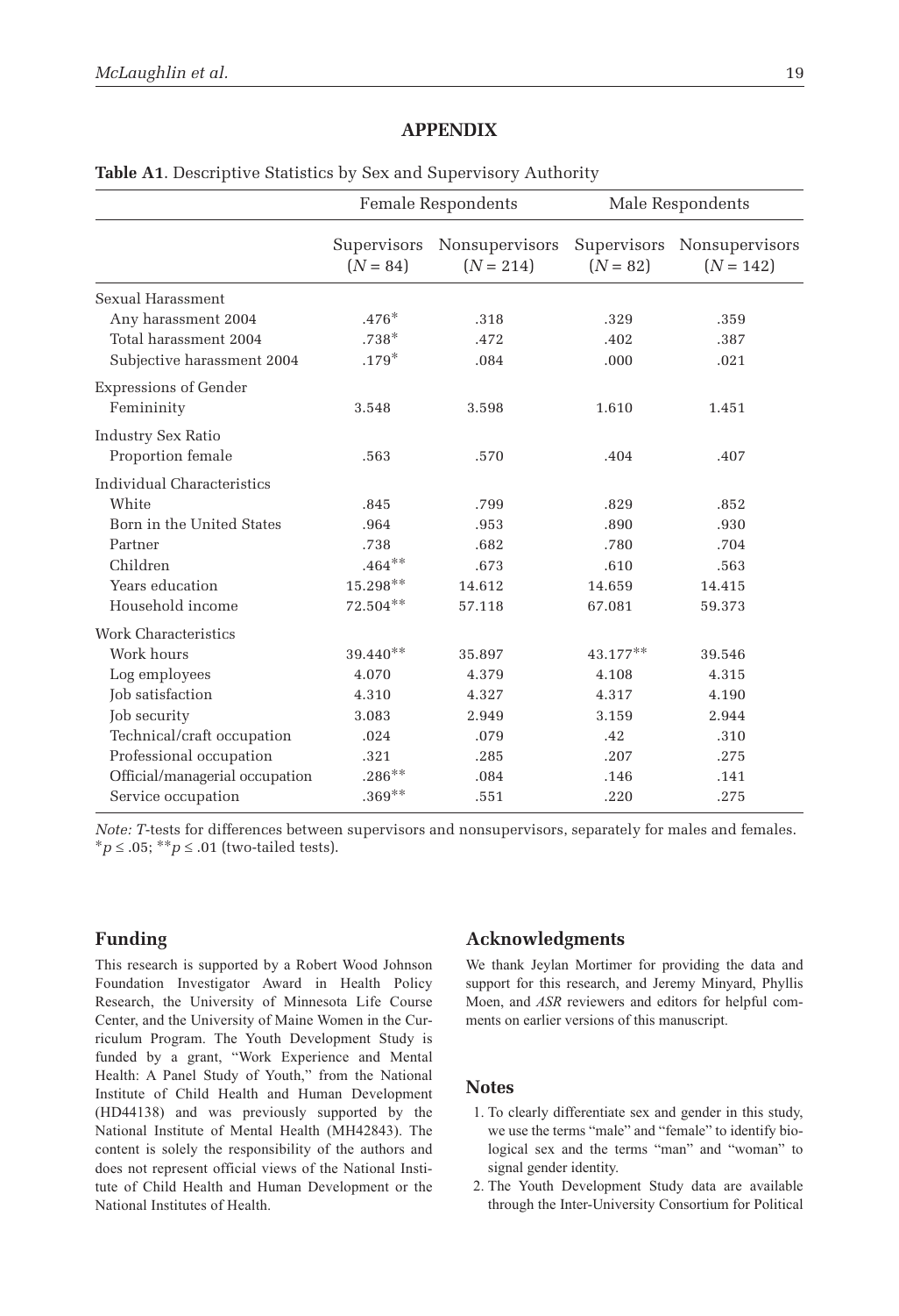## APPENDIX

**Table A1.** Descriptive Statistics by Sex and Supervisory Authority

| | Female Respondents | | Male Respondents | |
|---|---|---|---|---|
| | Supervisors ($N$ = 84) | Nonsupervisors ($N$ = 214) | Supervisors ($N$ = 82) | Nonsupervisors ($N$ = 142) |
| Sexual Harassment | | | | |
| Any harassment 2004 | .476* | .318 | .329 | .359 |
| Total harassment 2004 | .738* | .472 | .402 | .387 |
| Subjective harassment 2004 | .179* | .084 | .000 | .021 |
| Expressions of Gender | | | | |
| Femininity | 3.548 | 3.598 | 1.610 | 1.451 |
| Industry Sex Ratio | | | | |
| Proportion female | .563 | .570 | .404 | .407 |
| Individual Characteristics | | | | |
| White | .845 | .799 | .829 | .852 |
| Born in the United States | .964 | .953 | .890 | .930 |
| Partner | .738 | .682 | .780 | .704 |
| Children | .464** | .673 | .610 | .563 |
| Years education | 15.298** | 14.612 | 14.659 | 14.415 |
| Household income | 72.504** | 57.118 | 67.081 | 59.373 |
| Work Characteristics | | | | |
| Work hours | 39.440** | 35.897 | 43.177** | 39.546 |
| Log employees | 4.070 | 4.379 | 4.108 | 4.315 |
| Job satisfaction | 4.310 | 4.327 | 4.317 | 4.190 |
| Job security | 3.083 | 2.949 | 3.159 | 2.944 |
| Technical/craft occupation | .024 | .079 | .42 | .310 |
| Professional occupation | .321 | .285 | .207 | .275 |
| Official/managerial occupation | .286** | .084 | .146 | .141 |
| Service occupation | .369** | .551 | .220 | .275 |

*Note: T*-tests for differences between supervisors and nonsupervisors, separately for males and females.
*$p \leq .05$; **$p \leq .01$ (two-tailed tests).

## Funding

This research is supported by a Robert Wood Johnson Foundation Investigator Award in Health Policy Research, the University of Minnesota Life Course Center, and the University of Maine Women in the Curriculum Program. The Youth Development Study is funded by a grant, "Work Experience and Mental Health: A Panel Study of Youth," from the National Institute of Child Health and Human Development (HD44138) and was previously supported by the National Institute of Mental Health (MH42843). The content is solely the responsibility of the authors and does not represent official views of the National Institute of Child Health and Human Development or the National Institutes of Health.

## Acknowledgments

We thank Jeylan Mortimer for providing the data and support for this research, and Jeremy Minyard, Phyllis Moen, and *ASR* reviewers and editors for helpful comments on earlier versions of this manuscript.

## Notes

1. To clearly differentiate sex and gender in this study, we use the terms "male" and "female" to identify biological sex and the terms "man" and "woman" to signal gender identity.
2. The Youth Development Study data are available through the Inter-University Consortium for Political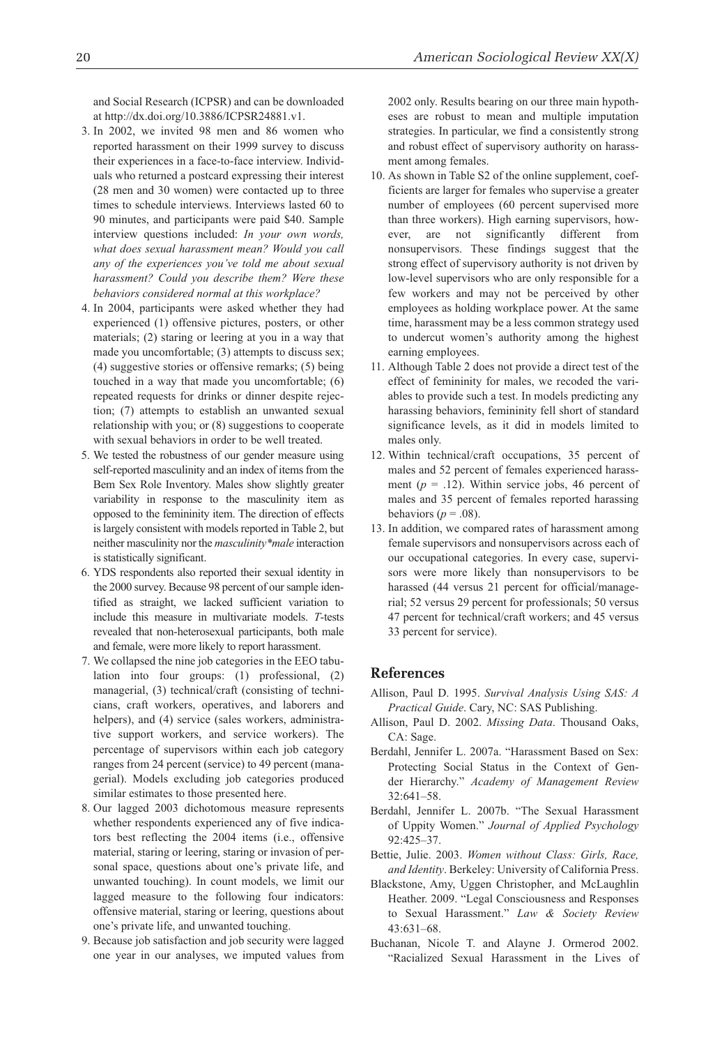and Social Research (ICPSR) and can be downloaded at http://dx.doi.org/10.3886/ICPSR24881.v1.

3. In 2002, we invited 98 men and 86 women who reported harassment on their 1999 survey to discuss their experiences in a face-to-face interview. Individuals who returned a postcard expressing their interest (28 men and 30 women) were contacted up to three times to schedule interviews. Interviews lasted 60 to 90 minutes, and participants were paid $40. Sample interview questions included: *In your own words, what does sexual harassment mean? Would you call any of the experiences you've told me about sexual harassment? Could you describe them? Were these behaviors considered normal at this workplace?*
4. In 2004, participants were asked whether they had experienced (1) offensive pictures, posters, or other materials; (2) staring or leering at you in a way that made you uncomfortable; (3) attempts to discuss sex; (4) suggestive stories or offensive remarks; (5) being touched in a way that made you uncomfortable; (6) repeated requests for drinks or dinner despite rejection; (7) attempts to establish an unwanted sexual relationship with you; or (8) suggestions to cooperate with sexual behaviors in order to be well treated.
5. We tested the robustness of our gender measure using self-reported masculinity and an index of items from the Bem Sex Role Inventory. Males show slightly greater variability in response to the masculinity item as opposed to the femininity item. The direction of effects is largely consistent with models reported in Table 2, but neither masculinity nor the *masculinity*male* interaction is statistically significant.
6. YDS respondents also reported their sexual identity in the 2000 survey. Because 98 percent of our sample identified as straight, we lacked sufficient variation to include this measure in multivariate models. *T*-tests revealed that non-heterosexual participants, both male and female, were more likely to report harassment.
7. We collapsed the nine job categories in the EEO tabulation into four groups: (1) professional, (2) managerial, (3) technical/craft (consisting of technicians, craft workers, operatives, and laborers and helpers), and (4) service (sales workers, administrative support workers, and service workers). The percentage of supervisors within each job category ranges from 24 percent (service) to 49 percent (managerial). Models excluding job categories produced similar estimates to those presented here.
8. Our lagged 2003 dichotomous measure represents whether respondents experienced any of five indicators best reflecting the 2004 items (i.e., offensive material, staring or leering, staring or invasion of personal space, questions about one's private life, and unwanted touching). In count models, we limit our lagged measure to the following four indicators: offensive material, staring or leering, questions about one's private life, and unwanted touching.
9. Because job satisfaction and job security were lagged one year in our analyses, we imputed values from 2002 only. Results bearing on our three main hypotheses are robust to mean and multiple imputation strategies. In particular, we find a consistently strong and robust effect of supervisory authority on harassment among females.
10. As shown in Table S2 of the online supplement, coefficients are larger for females who supervise a greater number of employees (60 percent supervised more than three workers). High earning supervisors, however, are not significantly different from nonsupervisors. These findings suggest that the strong effect of supervisory authority is not driven by low-level supervisors who are only responsible for a few workers and may not be perceived by other employees as holding workplace power. At the same time, harassment may be a less common strategy used to undercut women's authority among the highest earning employees.
11. Although Table 2 does not provide a direct test of the effect of femininity for males, we recoded the variables to provide such a test. In models predicting any harassing behaviors, femininity fell short of standard significance levels, as it did in models limited to males only.
12. Within technical/craft occupations, 35 percent of males and 52 percent of females experienced harassment ($p$ = .12). Within service jobs, 46 percent of males and 35 percent of females reported harassing behaviors ($p$ = .08).
13. In addition, we compared rates of harassment among female supervisors and nonsupervisors across each of our occupational categories. In every case, supervisors were more likely than nonsupervisors to be harassed (44 versus 21 percent for official/managerial; 52 versus 29 percent for professionals; 50 versus 47 percent for technical/craft workers; and 45 versus 33 percent for service).

## References

Allison, Paul D. 1995. *Survival Analysis Using SAS: A Practical Guide*. Cary, NC: SAS Publishing.

Allison, Paul D. 2002. *Missing Data*. Thousand Oaks, CA: Sage.

Berdahl, Jennifer L. 2007a. "Harassment Based on Sex: Protecting Social Status in the Context of Gender Hierarchy." *Academy of Management Review* 32:641–58.

Berdahl, Jennifer L. 2007b. "The Sexual Harassment of Uppity Women." *Journal of Applied Psychology* 92:425–37.

Bettie, Julie. 2003. *Women without Class: Girls, Race, and Identity*. Berkeley: University of California Press.

Blackstone, Amy, Uggen Christopher, and McLaughlin Heather. 2009. "Legal Consciousness and Responses to Sexual Harassment." *Law & Society Review* 43:631–68.

Buchanan, Nicole T. and Alayne J. Ormerod 2002. "Racialized Sexual Harassment in the Lives of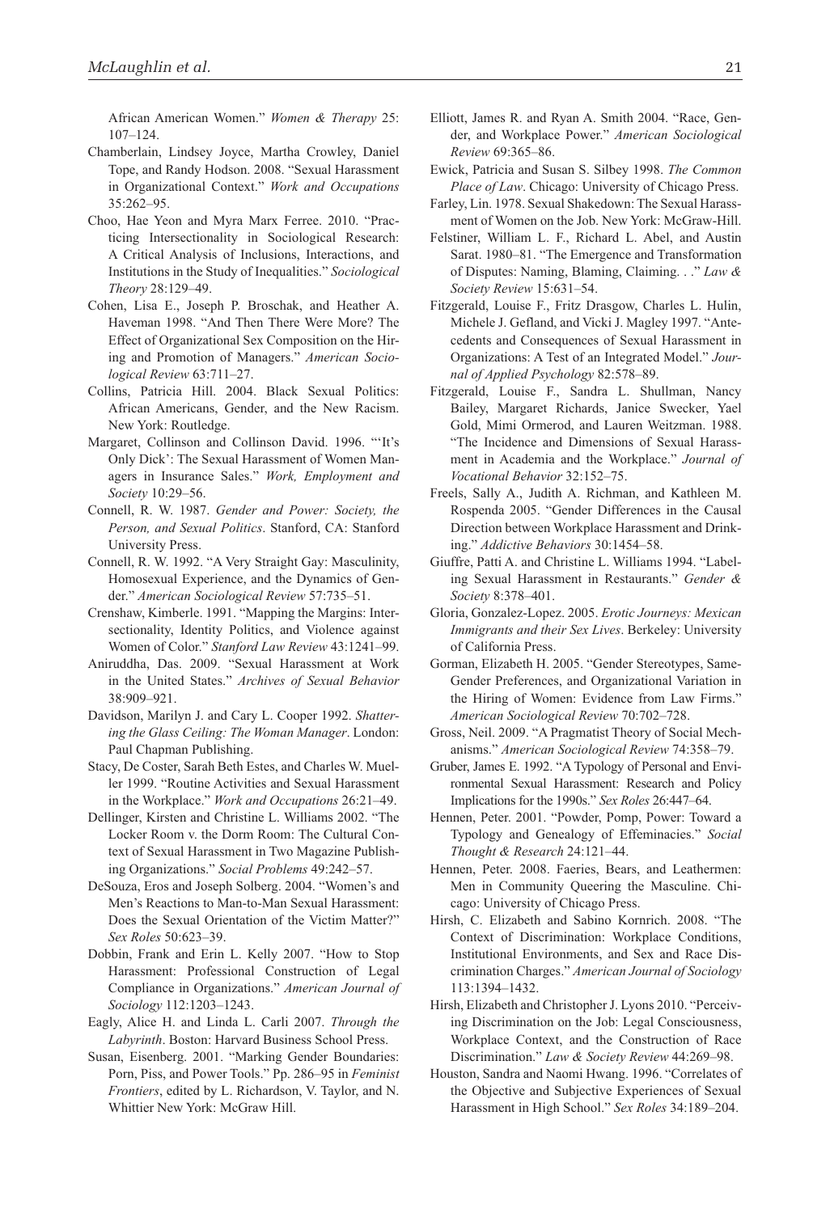African American Women." *Women & Therapy* 25: 107–124.

Chamberlain, Lindsey Joyce, Martha Crowley, Daniel Tope, and Randy Hodson. 2008. "Sexual Harassment in Organizational Context." *Work and Occupations* 35:262–95.

Choo, Hae Yeon and Myra Marx Ferree. 2010. "Practicing Intersectionality in Sociological Research: A Critical Analysis of Inclusions, Interactions, and Institutions in the Study of Inequalities." *Sociological Theory* 28:129–49.

Cohen, Lisa E., Joseph P. Broschak, and Heather A. Haveman 1998. "And Then There Were More? The Effect of Organizational Sex Composition on the Hiring and Promotion of Managers." *American Sociological Review* 63:711–27.

Collins, Patricia Hill. 2004. Black Sexual Politics: African Americans, Gender, and the New Racism. New York: Routledge.

Margaret, Collinson and Collinson David. 1996. "'It's Only Dick': The Sexual Harassment of Women Managers in Insurance Sales." *Work, Employment and Society* 10:29–56.

Connell, R. W. 1987. *Gender and Power: Society, the Person, and Sexual Politics*. Stanford, CA: Stanford University Press.

Connell, R. W. 1992. "A Very Straight Gay: Masculinity, Homosexual Experience, and the Dynamics of Gender." *American Sociological Review* 57:735–51.

Crenshaw, Kimberle. 1991. "Mapping the Margins: Intersectionality, Identity Politics, and Violence against Women of Color." *Stanford Law Review* 43:1241–99.

Aniruddha, Das. 2009. "Sexual Harassment at Work in the United States." *Archives of Sexual Behavior* 38:909–921.

Davidson, Marilyn J. and Cary L. Cooper 1992. *Shattering the Glass Ceiling: The Woman Manager*. London: Paul Chapman Publishing.

Stacy, De Coster, Sarah Beth Estes, and Charles W. Mueller 1999. "Routine Activities and Sexual Harassment in the Workplace." *Work and Occupations* 26:21–49.

Dellinger, Kirsten and Christine L. Williams 2002. "The Locker Room v. the Dorm Room: The Cultural Context of Sexual Harassment in Two Magazine Publishing Organizations." *Social Problems* 49:242–57.

DeSouza, Eros and Joseph Solberg. 2004. "Women's and Men's Reactions to Man-to-Man Sexual Harassment: Does the Sexual Orientation of the Victim Matter?" *Sex Roles* 50:623–39.

Dobbin, Frank and Erin L. Kelly 2007. "How to Stop Harassment: Professional Construction of Legal Compliance in Organizations." *American Journal of Sociology* 112:1203–1243.

Eagly, Alice H. and Linda L. Carli 2007. *Through the Labyrinth*. Boston: Harvard Business School Press.

Susan, Eisenberg. 2001. "Marking Gender Boundaries: Porn, Piss, and Power Tools." Pp. 286–95 in *Feminist Frontiers*, edited by L. Richardson, V. Taylor, and N. Whittier New York: McGraw Hill.

Elliott, James R. and Ryan A. Smith 2004. "Race, Gender, and Workplace Power." *American Sociological Review* 69:365–86.

Ewick, Patricia and Susan S. Silbey 1998. *The Common Place of Law*. Chicago: University of Chicago Press.

Farley, Lin. 1978. Sexual Shakedown: The Sexual Harassment of Women on the Job. New York: McGraw-Hill.

Felstiner, William L. F., Richard L. Abel, and Austin Sarat. 1980–81. "The Emergence and Transformation of Disputes: Naming, Blaming, Claiming. . ." *Law & Society Review* 15:631–54.

Fitzgerald, Louise F., Fritz Drasgow, Charles L. Hulin, Michele J. Gefland, and Vicki J. Magley 1997. "Antecedents and Consequences of Sexual Harassment in Organizations: A Test of an Integrated Model." *Journal of Applied Psychology* 82:578–89.

Fitzgerald, Louise F., Sandra L. Shullman, Nancy Bailey, Margaret Richards, Janice Swecker, Yael Gold, Mimi Ormerod, and Lauren Weitzman. 1988. "The Incidence and Dimensions of Sexual Harassment in Academia and the Workplace." *Journal of Vocational Behavior* 32:152–75.

Freels, Sally A., Judith A. Richman, and Kathleen M. Rospenda 2005. "Gender Differences in the Causal Direction between Workplace Harassment and Drinking." *Addictive Behaviors* 30:1454–58.

Giuffre, Patti A. and Christine L. Williams 1994. "Labeling Sexual Harassment in Restaurants." *Gender & Society* 8:378–401.

Gloria, Gonzalez-Lopez. 2005. *Erotic Journeys: Mexican Immigrants and their Sex Lives*. Berkeley: University of California Press.

Gorman, Elizabeth H. 2005. "Gender Stereotypes, Same-Gender Preferences, and Organizational Variation in the Hiring of Women: Evidence from Law Firms." *American Sociological Review* 70:702–728.

Gross, Neil. 2009. "A Pragmatist Theory of Social Mechanisms." *American Sociological Review* 74:358–79.

Gruber, James E. 1992. "A Typology of Personal and Environmental Sexual Harassment: Research and Policy Implications for the 1990s." *Sex Roles* 26:447–64.

Hennen, Peter. 2001. "Powder, Pomp, Power: Toward a Typology and Genealogy of Effeminacies." *Social Thought & Research* 24:121–44.

Hennen, Peter. 2008. Faeries, Bears, and Leathermen: Men in Community Queering the Masculine. Chicago: University of Chicago Press.

Hirsh, C. Elizabeth and Sabino Kornrich. 2008. "The Context of Discrimination: Workplace Conditions, Institutional Environments, and Sex and Race Discrimination Charges." *American Journal of Sociology* 113:1394–1432.

Hirsh, Elizabeth and Christopher J. Lyons 2010. "Perceiving Discrimination on the Job: Legal Consciousness, Workplace Context, and the Construction of Race Discrimination." *Law & Society Review* 44:269–98.

Houston, Sandra and Naomi Hwang. 1996. "Correlates of the Objective and Subjective Experiences of Sexual Harassment in High School." *Sex Roles* 34:189–204.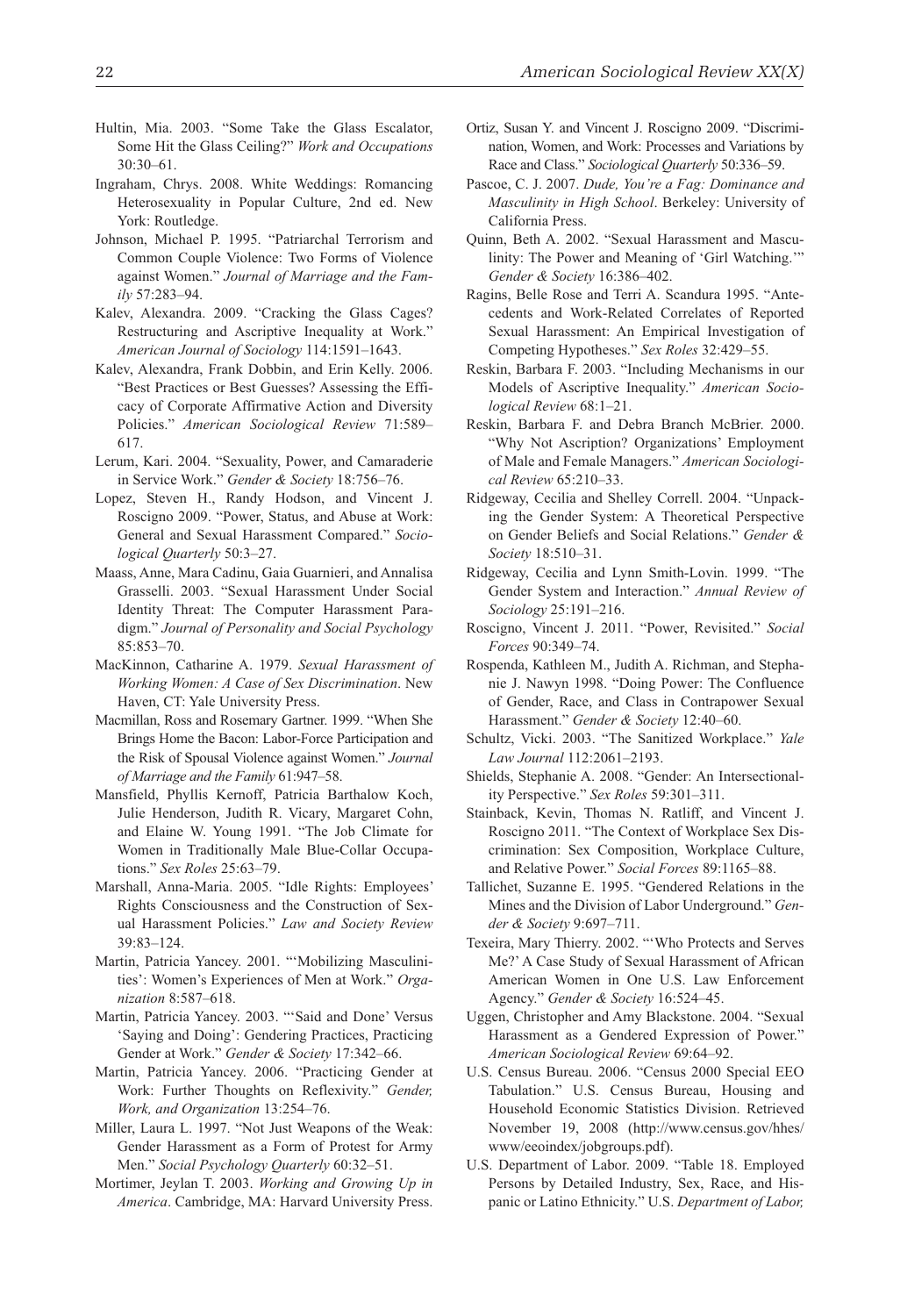Hultin, Mia. 2003. "Some Take the Glass Escalator, Some Hit the Glass Ceiling?" *Work and Occupations* 30:30–61.

Ingraham, Chrys. 2008. White Weddings: Romancing Heterosexuality in Popular Culture, 2nd ed. New York: Routledge.

Johnson, Michael P. 1995. "Patriarchal Terrorism and Common Couple Violence: Two Forms of Violence against Women." *Journal of Marriage and the Family* 57:283–94.

Kalev, Alexandra. 2009. "Cracking the Glass Cages? Restructuring and Ascriptive Inequality at Work." *American Journal of Sociology* 114:1591–1643.

Kalev, Alexandra, Frank Dobbin, and Erin Kelly. 2006. "Best Practices or Best Guesses? Assessing the Efficacy of Corporate Affirmative Action and Diversity Policies." *American Sociological Review* 71:589–617.

Lerum, Kari. 2004. "Sexuality, Power, and Camaraderie in Service Work." *Gender & Society* 18:756–76.

Lopez, Steven H., Randy Hodson, and Vincent J. Roscigno 2009. "Power, Status, and Abuse at Work: General and Sexual Harassment Compared." *Sociological Quarterly* 50:3–27.

Maass, Anne, Mara Cadinu, Gaia Guarnieri, and Annalisa Grasselli. 2003. "Sexual Harassment Under Social Identity Threat: The Computer Harassment Paradigm." *Journal of Personality and Social Psychology* 85:853–70.

MacKinnon, Catharine A. 1979. *Sexual Harassment of Working Women: A Case of Sex Discrimination*. New Haven, CT: Yale University Press.

Macmillan, Ross and Rosemary Gartner. 1999. "When She Brings Home the Bacon: Labor-Force Participation and the Risk of Spousal Violence against Women." *Journal of Marriage and the Family* 61:947–58.

Mansfield, Phyllis Kernoff, Patricia Barthalow Koch, Julie Henderson, Judith R. Vicary, Margaret Cohn, and Elaine W. Young 1991. "The Job Climate for Women in Traditionally Male Blue-Collar Occupations." *Sex Roles* 25:63–79.

Marshall, Anna-Maria. 2005. "Idle Rights: Employees' Rights Consciousness and the Construction of Sexual Harassment Policies." *Law and Society Review* 39:83–124.

Martin, Patricia Yancey. 2001. "'Mobilizing Masculinities': Women's Experiences of Men at Work." *Organization* 8:587–618.

Martin, Patricia Yancey. 2003. "'Said and Done' Versus 'Saying and Doing': Gendering Practices, Practicing Gender at Work." *Gender & Society* 17:342–66.

Martin, Patricia Yancey. 2006. "Practicing Gender at Work: Further Thoughts on Reflexivity." *Gender, Work, and Organization* 13:254–76.

Miller, Laura L. 1997. "Not Just Weapons of the Weak: Gender Harassment as a Form of Protest for Army Men." *Social Psychology Quarterly* 60:32–51.

Mortimer, Jeylan T. 2003. *Working and Growing Up in America*. Cambridge, MA: Harvard University Press.

Ortiz, Susan Y. and Vincent J. Roscigno 2009. "Discrimination, Women, and Work: Processes and Variations by Race and Class." *Sociological Quarterly* 50:336–59.

Pascoe, C. J. 2007. *Dude, You're a Fag: Dominance and Masculinity in High School*. Berkeley: University of California Press.

Quinn, Beth A. 2002. "Sexual Harassment and Masculinity: The Power and Meaning of 'Girl Watching.'" *Gender & Society* 16:386–402.

Ragins, Belle Rose and Terri A. Scandura 1995. "Antecedents and Work-Related Correlates of Reported Sexual Harassment: An Empirical Investigation of Competing Hypotheses." *Sex Roles* 32:429–55.

Reskin, Barbara F. 2003. "Including Mechanisms in our Models of Ascriptive Inequality." *American Sociological Review* 68:1–21.

Reskin, Barbara F. and Debra Branch McBrier. 2000. "Why Not Ascription? Organizations' Employment of Male and Female Managers." *American Sociological Review* 65:210–33.

Ridgeway, Cecilia and Shelley Correll. 2004. "Unpacking the Gender System: A Theoretical Perspective on Gender Beliefs and Social Relations." *Gender & Society* 18:510–31.

Ridgeway, Cecilia and Lynn Smith-Lovin. 1999. "The Gender System and Interaction." *Annual Review of Sociology* 25:191–216.

Roscigno, Vincent J. 2011. "Power, Revisited." *Social Forces* 90:349–74.

Rospenda, Kathleen M., Judith A. Richman, and Stephanie J. Nawyn 1998. "Doing Power: The Confluence of Gender, Race, and Class in Contrapower Sexual Harassment." *Gender & Society* 12:40–60.

Schultz, Vicki. 2003. "The Sanitized Workplace." *Yale Law Journal* 112:2061–2193.

Shields, Stephanie A. 2008. "Gender: An Intersectionality Perspective." *Sex Roles* 59:301–311.

Stainback, Kevin, Thomas N. Ratliff, and Vincent J. Roscigno 2011. "The Context of Workplace Sex Discrimination: Sex Composition, Workplace Culture, and Relative Power." *Social Forces* 89:1165–88.

Tallichet, Suzanne E. 1995. "Gendered Relations in the Mines and the Division of Labor Underground." *Gender & Society* 9:697–711.

Texeira, Mary Thierry. 2002. "'Who Protects and Serves Me?' A Case Study of Sexual Harassment of African American Women in One U.S. Law Enforcement Agency." *Gender & Society* 16:524–45.

Uggen, Christopher and Amy Blackstone. 2004. "Sexual Harassment as a Gendered Expression of Power." *American Sociological Review* 69:64–92.

U.S. Census Bureau. 2006. "Census 2000 Special EEO Tabulation." U.S. Census Bureau, Housing and Household Economic Statistics Division. Retrieved November 19, 2008 (http://www.census.gov/hhes/www/eeoindex/jobgroups.pdf).

U.S. Department of Labor. 2009. "Table 18. Employed Persons by Detailed Industry, Sex, Race, and Hispanic or Latino Ethnicity." U.S. *Department of Labor,*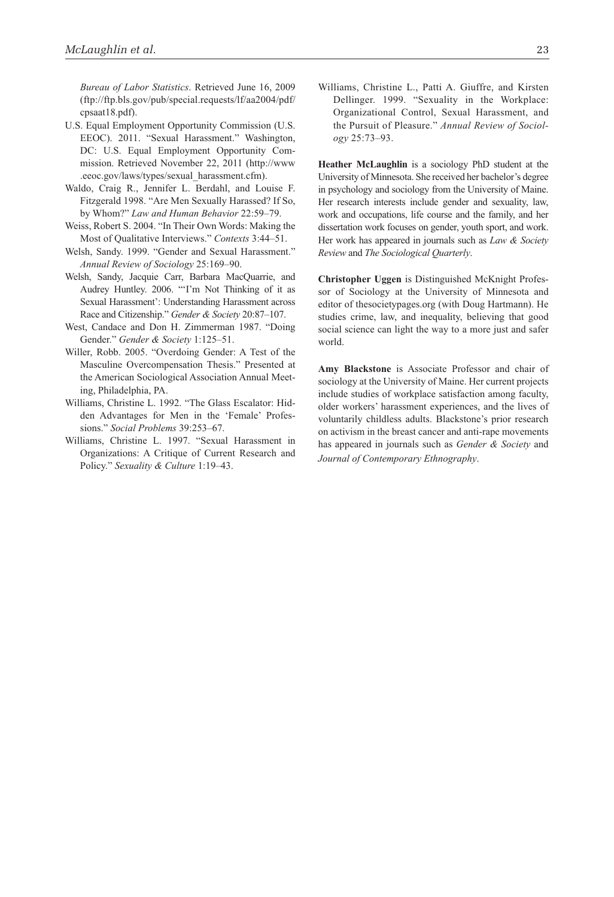*Bureau of Labor Statistics*. Retrieved June 16, 2009 (ftp://ftp.bls.gov/pub/special.requests/lf/aa2004/pdf/cpsaat18.pdf).

U.S. Equal Employment Opportunity Commission (U.S. EEOC). 2011. "Sexual Harassment." Washington, DC: U.S. Equal Employment Opportunity Commission. Retrieved November 22, 2011 (http://www.eeoc.gov/laws/types/sexual_harassment.cfm).

Waldo, Craig R., Jennifer L. Berdahl, and Louise F. Fitzgerald 1998. "Are Men Sexually Harassed? If So, by Whom?" *Law and Human Behavior* 22:59–79.

Weiss, Robert S. 2004. "In Their Own Words: Making the Most of Qualitative Interviews." *Contexts* 3:44–51.

Welsh, Sandy. 1999. "Gender and Sexual Harassment." *Annual Review of Sociology* 25:169–90.

Welsh, Sandy, Jacquie Carr, Barbara MacQuarrie, and Audrey Huntley. 2006. "'I'm Not Thinking of it as Sexual Harassment': Understanding Harassment across Race and Citizenship." *Gender & Society* 20:87–107.

West, Candace and Don H. Zimmerman 1987. "Doing Gender." *Gender & Society* 1:125–51.

Willer, Robb. 2005. "Overdoing Gender: A Test of the Masculine Overcompensation Thesis." Presented at the American Sociological Association Annual Meeting, Philadelphia, PA.

Williams, Christine L. 1992. "The Glass Escalator: Hidden Advantages for Men in the 'Female' Professions." *Social Problems* 39:253–67.

Williams, Christine L. 1997. "Sexual Harassment in Organizations: A Critique of Current Research and Policy." *Sexuality & Culture* 1:19–43.

Williams, Christine L., Patti A. Giuffre, and Kirsten Dellinger. 1999. "Sexuality in the Workplace: Organizational Control, Sexual Harassment, and the Pursuit of Pleasure." *Annual Review of Sociology* 25:73–93.

**Heather McLaughlin** is a sociology PhD student at the University of Minnesota. She received her bachelor's degree in psychology and sociology from the University of Maine. Her research interests include gender and sexuality, law, work and occupations, life course and the family, and her dissertation work focuses on gender, youth sport, and work. Her work has appeared in journals such as *Law & Society Review* and *The Sociological Quarterly*.

**Christopher Uggen** is Distinguished McKnight Professor of Sociology at the University of Minnesota and editor of thesocietypages.org (with Doug Hartmann). He studies crime, law, and inequality, believing that good social science can light the way to a more just and safer world.

**Amy Blackstone** is Associate Professor and chair of sociology at the University of Maine. Her current projects include studies of workplace satisfaction among faculty, older workers' harassment experiences, and the lives of voluntarily childless adults. Blackstone's prior research on activism in the breast cancer and anti-rape movements has appeared in journals such as *Gender & Society* and *Journal of Contemporary Ethnography*.